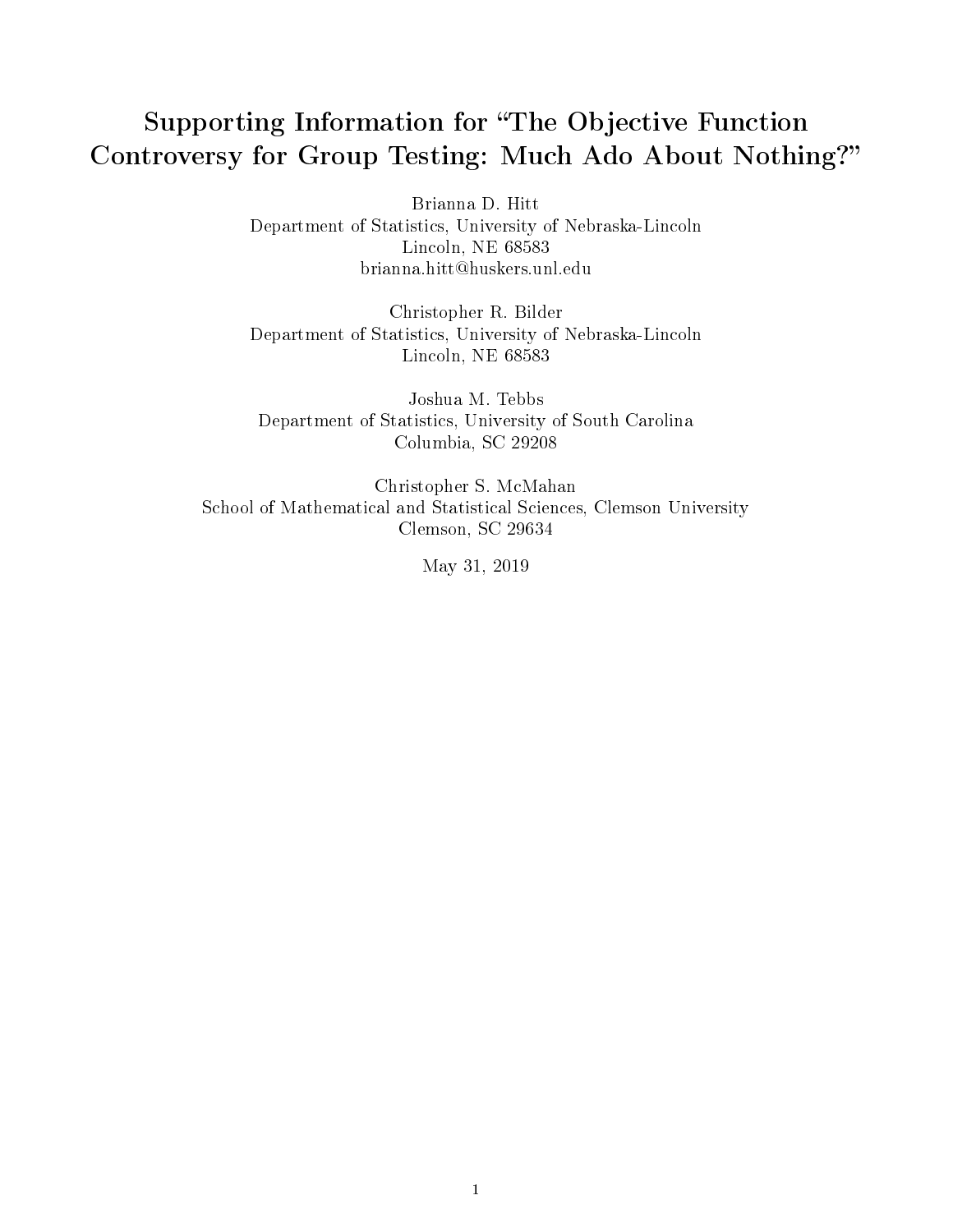# Supporting Information for "The Objective Function Controversy for Group Testing: Much Ado About Nothing?"

Brianna D. Hitt
Department of Statistics, University of Nebraska-Lincoln
Lincoln, NE 68583
brianna.hitt@huskers.unl.edu

Christopher R. Bilder
Department of Statistics, University of Nebraska-Lincoln
Lincoln, NE 68583

Joshua M. Tebbs
Department of Statistics, University of South Carolina
Columbia, SC 29208

Christopher S. McMahan
School of Mathematical and Statistical Sciences, Clemson University
Clemson, SC 29634

May 31, 2019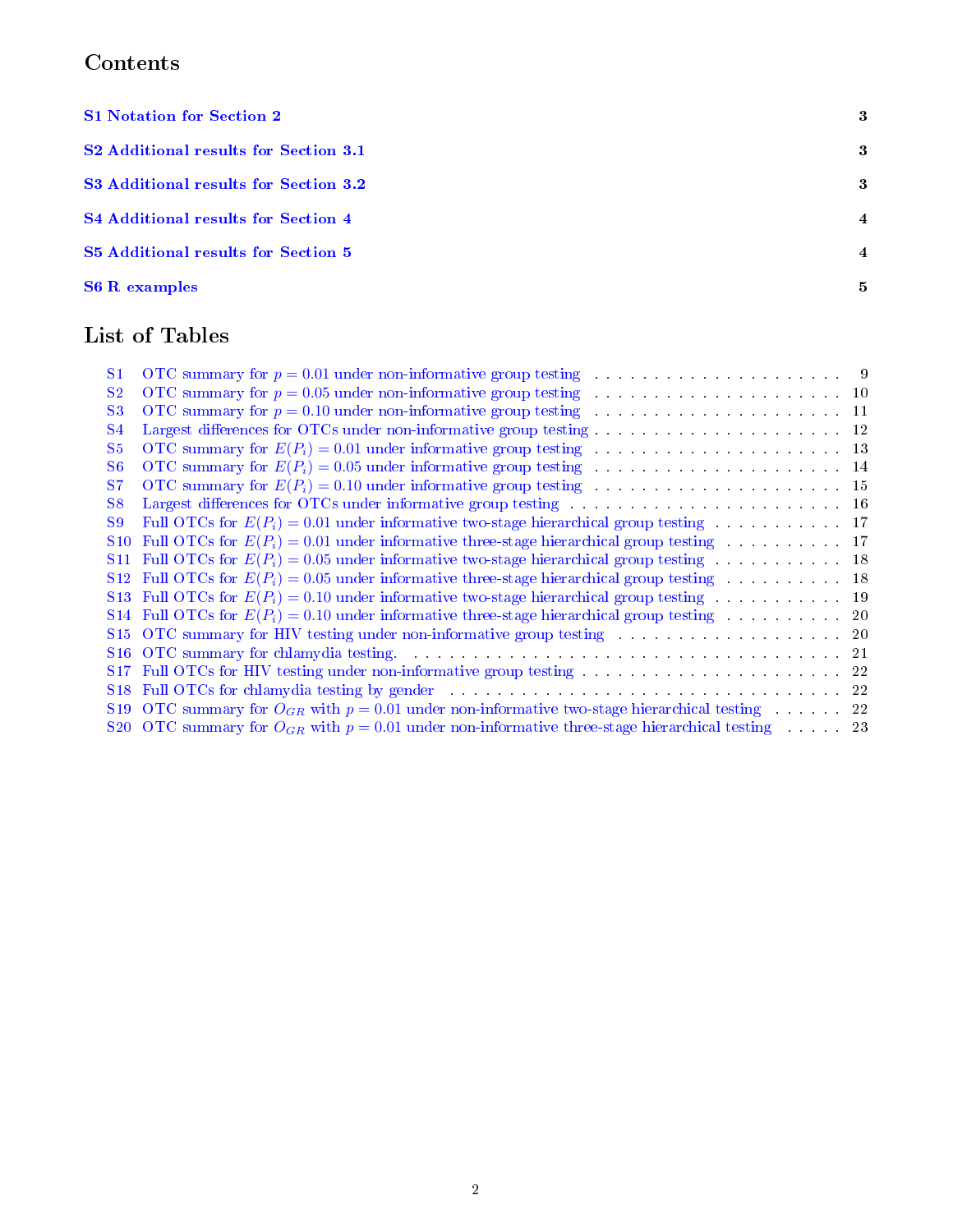# Contents

| | |
|---|---|
| **S1 Notation for Section 2** | **3** |
| **S2 Additional results for Section 3.1** | **3** |
| **S3 Additional results for Section 3.2** | **3** |
| **S4 Additional results for Section 4** | **4** |
| **S5 Additional results for Section 5** | **4** |
| **S6 R examples** | **5** |

# List of Tables

| | | |
|---|---|---|
| S1 | OTC summary for $p = 0.01$ under non-informative group testing | 9 |
| S2 | OTC summary for $p = 0.05$ under non-informative group testing | 10 |
| S3 | OTC summary for $p = 0.10$ under non-informative group testing | 11 |
| S4 | Largest differences for OTCs under non-informative group testing | 12 |
| S5 | OTC summary for $E(P_i) = 0.01$ under informative group testing | 13 |
| S6 | OTC summary for $E(P_i) = 0.05$ under informative group testing | 14 |
| S7 | OTC summary for $E(P_i) = 0.10$ under informative group testing | 15 |
| S8 | Largest differences for OTCs under informative group testing | 16 |
| S9 | Full OTCs for $E(P_i) = 0.01$ under informative two-stage hierarchical group testing | 17 |
| S10 | Full OTCs for $E(P_i) = 0.01$ under informative three-stage hierarchical group testing | 17 |
| S11 | Full OTCs for $E(P_i) = 0.05$ under informative two-stage hierarchical group testing | 18 |
| S12 | Full OTCs for $E(P_i) = 0.05$ under informative three-stage hierarchical group testing | 18 |
| S13 | Full OTCs for $E(P_i) = 0.10$ under informative two-stage hierarchical group testing | 19 |
| S14 | Full OTCs for $E(P_i) = 0.10$ under informative three-stage hierarchical group testing | 20 |
| S15 | OTC summary for HIV testing under non-informative group testing | 20 |
| S16 | OTC summary for chlamydia testing. | 21 |
| S17 | Full OTCs for HIV testing under non-informative group testing | 22 |
| S18 | Full OTCs for chlamydia testing by gender | 22 |
| S19 | OTC summary for $O_{GR}$ with $p = 0.01$ under non-informative two-stage hierarchical testing | 22 |
| S20 | OTC summary for $O_{GR}$ with $p = 0.01$ under non-informative three-stage hierarchical testing | 23 |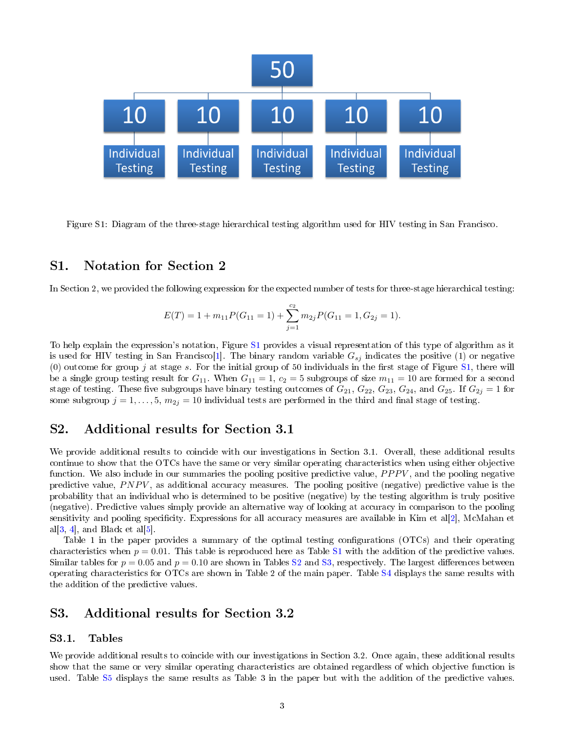Figure S1: Diagram of the three-stage hierarchical testing algorithm used for HIV testing in San Francisco.

## S1. Notation for Section 2

In Section 2, we provided the following expression for the expected number of tests for three-stage hierarchical testing:

$$E(T) = 1 + m_{11}P(G_{11} = 1) + \sum_{j=1}^{c_2} m_{2j}P(G_{11} = 1, G_{2j} = 1).$$

To help explain the expression's notation, Figure S1 provides a visual representation of this type of algorithm as it is used for HIV testing in San Francisco[1]. The binary random variable $G_{sj}$ indicates the positive (1) or negative (0) outcome for group $j$ at stage $s$. For the initial group of 50 individuals in the first stage of Figure S1, there will be a single group testing result for $G_{11}$. When $G_{11} = 1$, $c_2 = 5$ subgroups of size $m_{11} = 10$ are formed for a second stage of testing. These five subgroups have binary testing outcomes of $G_{21}$, $G_{22}$, $G_{23}$, $G_{24}$, and $G_{25}$. If $G_{2j} = 1$ for some subgroup $j = 1, \ldots, 5$, $m_{2j} = 10$ individual tests are performed in the third and final stage of testing.

## S2. Additional results for Section 3.1

We provide additional results to coincide with our investigations in Section 3.1. Overall, these additional results continue to show that the OTCs have the same or very similar operating characteristics when using either objective function. We also include in our summaries the pooling positive predictive value, $PPPV$, and the pooling negative predictive value, $PNPV$, as additional accuracy measures. The pooling positive (negative) predictive value is the probability that an individual who is determined to be positive (negative) by the testing algorithm is truly positive (negative). Predictive values simply provide an alternative way of looking at accuracy in comparison to the pooling sensitivity and pooling specificity. Expressions for all accuracy measures are available in Kim et al[2], McMahan et al[3, 4], and Black et al[5].

Table 1 in the paper provides a summary of the optimal testing configurations (OTCs) and their operating characteristics when $p = 0.01$. This table is reproduced here as Table S1 with the addition of the predictive values. Similar tables for $p = 0.05$ and $p = 0.10$ are shown in Tables S2 and S3, respectively. The largest differences between operating characteristics for OTCs are shown in Table 2 of the main paper. Table S4 displays the same results with the addition of the predictive values.

## S3. Additional results for Section 3.2

### S3.1. Tables

We provide additional results to coincide with our investigations in Section 3.2. Once again, these additional results show that the same or very similar operating characteristics are obtained regardless of which objective function is used. Table S5 displays the same results as Table 3 in the paper but with the addition of the predictive values.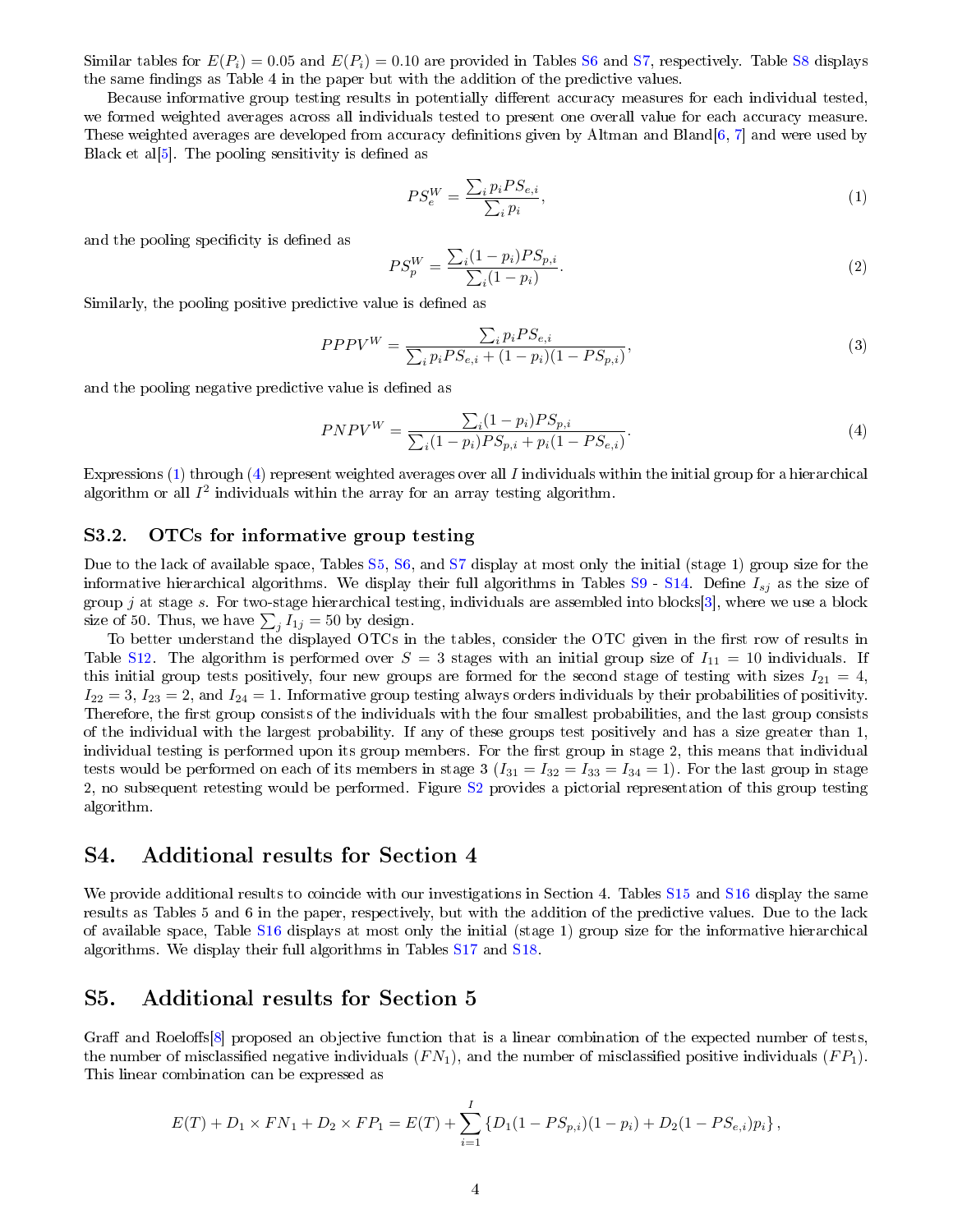Similar tables for $E(P_i) = 0.05$ and $E(P_i) = 0.10$ are provided in Tables S6 and S7, respectively. Table S8 displays the same findings as Table 4 in the paper but with the addition of the predictive values.

Because informative group testing results in potentially different accuracy measures for each individual tested, we formed weighted averages across all individuals tested to present one overall value for each accuracy measure. These weighted averages are developed from accuracy definitions given by Altman and Bland[6, 7] and were used by Black et al[5]. The pooling sensitivity is defined as

$$PS_e^W = \frac{\sum_i p_i PS_{e,i}}{\sum_i p_i}, \tag{1}$$

and the pooling specificity is defined as

$$PS_p^W = \frac{\sum_i (1-p_i) PS_{p,i}}{\sum_i (1-p_i)}. \tag{2}$$

Similarly, the pooling positive predictive value is defined as

$$PPPV^W = \frac{\sum_i p_i PS_{e,i}}{\sum_i p_i PS_{e,i} + (1-p_i)(1-PS_{p,i})}, \tag{3}$$

and the pooling negative predictive value is defined as

$$PNPV^W = \frac{\sum_i (1-p_i) PS_{p,i}}{\sum_i (1-p_i) PS_{p,i} + p_i(1-PS_{e,i})}. \tag{4}$$

Expressions (1) through (4) represent weighted averages over all $I$ individuals within the initial group for a hierarchical algorithm or all $I^2$ individuals within the array for an array testing algorithm.

## S3.2. OTCs for informative group testing

Due to the lack of available space, Tables S5, S6, and S7 display at most only the initial (stage 1) group size for the informative hierarchical algorithms. We display their full algorithms in Tables S9 - S14. Define $I_{sj}$ as the size of group $j$ at stage $s$. For two-stage hierarchical testing, individuals are assembled into blocks[3], where we use a block size of 50. Thus, we have $\sum_j I_{1j} = 50$ by design.

To better understand the displayed OTCs in the tables, consider the OTC given in the first row of results in Table S12. The algorithm is performed over $S = 3$ stages with an initial group size of $I_{11} = 10$ individuals. If this initial group tests positively, four new groups are formed for the second stage of testing with sizes $I_{21} = 4$, $I_{22} = 3$, $I_{23} = 2$, and $I_{24} = 1$. Informative group testing always orders individuals by their probabilities of positivity. Therefore, the first group consists of the individuals with the four smallest probabilities, and the last group consists of the individual with the largest probability. If any of these groups test positively and has a size greater than 1, individual testing is performed upon its group members. For the first group in stage 2, this means that individual tests would be performed on each of its members in stage 3 ($I_{31} = I_{32} = I_{33} = I_{34} = 1$). For the last group in stage 2, no subsequent retesting would be performed. Figure S2 provides a pictorial representation of this group testing algorithm.

# S4. Additional results for Section 4

We provide additional results to coincide with our investigations in Section 4. Tables S15 and S16 display the same results as Tables 5 and 6 in the paper, respectively, but with the addition of the predictive values. Due to the lack of available space, Table S16 displays at most only the initial (stage 1) group size for the informative hierarchical algorithms. We display their full algorithms in Tables S17 and S18.

# S5. Additional results for Section 5

Graff and Roeloffs[8] proposed an objective function that is a linear combination of the expected number of tests, the number of misclassified negative individuals ($FN_1$), and the number of misclassified positive individuals ($FP_1$). This linear combination can be expressed as

$$E(T) + D_1 \times FN_1 + D_2 \times FP_1 = E(T) + \sum_{i=1}^{I} \left\{ D_1(1-PS_{p,i})(1-p_i) + D_2(1-PS_{e,i})p_i \right\},$$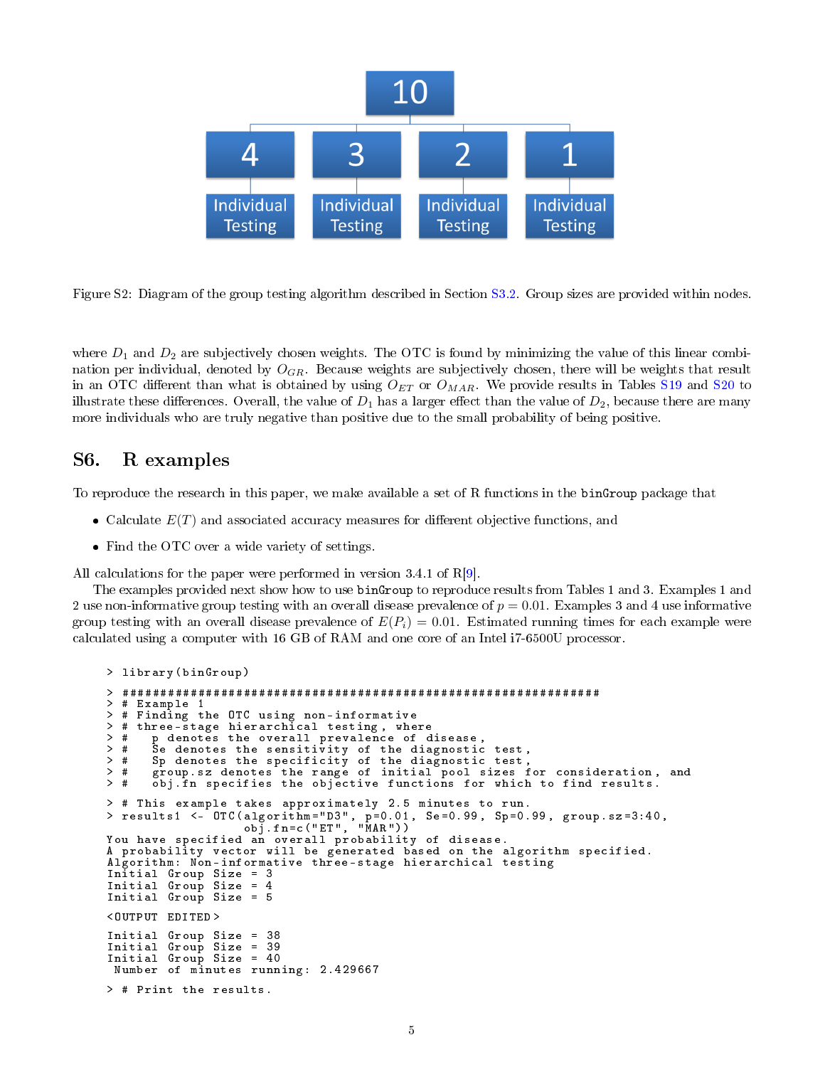Figure S2: Diagram of the group testing algorithm described in Section S3.2. Group sizes are provided within nodes.

where $D_1$ and $D_2$ are subjectively chosen weights. The OTC is found by minimizing the value of this linear combination per individual, denoted by $O_{GR}$. Because weights are subjectively chosen, there will be weights that result in an OTC different than what is obtained by using $O_{ET}$ or $O_{MAR}$. We provide results in Tables S19 and S20 to illustrate these differences. Overall, the value of $D_1$ has a larger effect than the value of $D_2$, because there are many more individuals who are truly negative than positive due to the small probability of being positive.

## S6. R examples

To reproduce the research in this paper, we make available a set of R functions in the `binGroup` package that

- Calculate $E(T)$ and associated accuracy measures for different objective functions, and
- Find the OTC over a wide variety of settings.

All calculations for the paper were performed in version 3.4.1 of R[9].

The examples provided next show how to use `binGroup` to reproduce results from Tables 1 and 3. Examples 1 and 2 use non-informative group testing with an overall disease prevalence of $p = 0.01$. Examples 3 and 4 use informative group testing with an overall disease prevalence of $E(P_i) = 0.01$. Estimated running times for each example were calculated using a computer with 16 GB of RAM and one core of an Intel i7-6500U processor.

```
> library(binGroup)

> ###################################################################
> # Example 1
> # Finding the OTC using non-informative
> # three-stage hierarchical testing, where
> #   p denotes the overall prevalence of disease,
> #   Se denotes the sensitivity of the diagnostic test,
> #   Sp denotes the specificity of the diagnostic test,
> #   group.sz denotes the range of initial pool sizes for consideration, and
> #   obj.fn specifies the objective functions for which to find results.

> # This example takes approximately 2.5 minutes to run.
> results1 <- OTC(algorithm="D3", p=0.01, Se=0.99, Sp=0.99, group.sz=3:40,
                  obj.fn=c("ET", "MAR"))
You have specified an overall probability of disease.
A probability vector will be generated based on the algorithm specified.
Algorithm: Non-informative three-stage hierarchical testing
Initial Group Size = 3
Initial Group Size = 4
Initial Group Size = 5

<OUTPUT EDITED>

Initial Group Size = 38
Initial Group Size = 39
Initial Group Size = 40
 Number of minutes running: 2.429667

> # Print the results.
```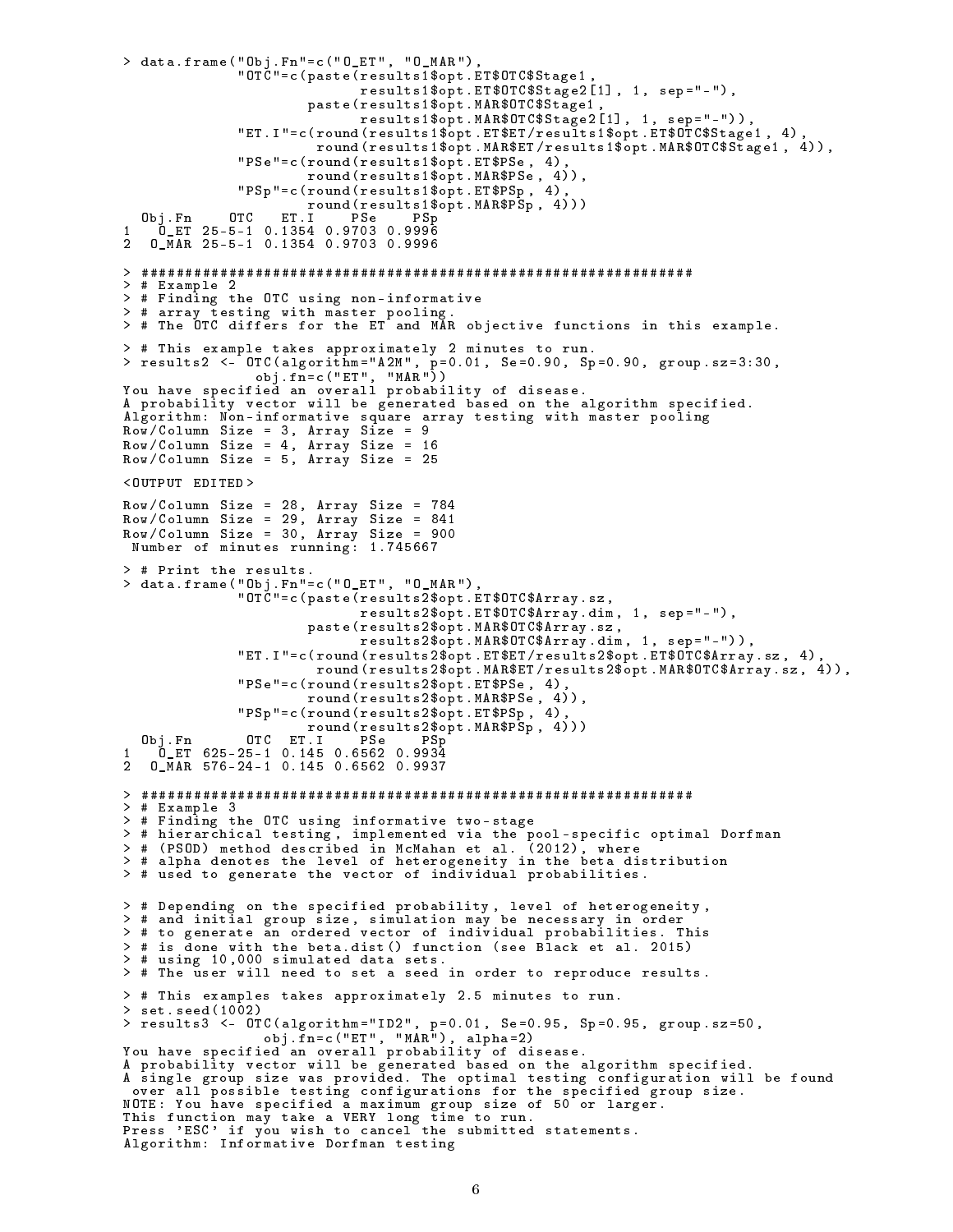```
> data.frame("Obj.Fn"=c("O_ET", "O_MAR"),
             "OTC"=c(paste(results1$opt.ET$OTC$Stage1,
                           results1$opt.ET$OTC$Stage2[1], 1, sep="-"),
                     paste(results1$opt.MAR$OTC$Stage1,
                           results1$opt.MAR$OTC$Stage2[1], 1, sep="-")),
             "ET.I"=c(round(results1$opt.ET$ET/results1$opt.ET$OTC$Stage1, 4),
                      round(results1$opt.MAR$ET/results1$opt.MAR$OTC$Stage1, 4)),
             "PSe"=c(round(results1$opt.ET$PSe, 4),
                     round(results1$opt.MAR$PSe, 4)),
             "PSp"=c(round(results1$opt.ET$PSp, 4),
                     round(results1$opt.MAR$PSp, 4)))
  Obj.Fn    OTC   ET.I    PSe    PSp
1   O_ET 25-5-1 0.1354 0.9703 0.9996
2  O_MAR 25-5-1 0.1354 0.9703 0.9996

> ###############################################################
> # Example 2
> # Finding the OTC using non-informative
> # array testing with master pooling.
> # The OTC differs for the ET and MAR objective functions in this example.

> # This example takes approximately 2 minutes to run.
> results2 <- OTC(algorithm="A2M", p=0.01, Se=0.90, Sp=0.90, group.sz=3:30,
                 obj.fn=c("ET", "MAR"))
You have specified an overall probability of disease.
A probability vector will be generated based on the algorithm specified.
Algorithm: Non-informative square array testing with master pooling
Row/Column Size = 3, Array Size = 9
Row/Column Size = 4, Array Size = 16
Row/Column Size = 5, Array Size = 25

<OUTPUT EDITED>

Row/Column Size = 28, Array Size = 784
Row/Column Size = 29, Array Size = 841
Row/Column Size = 30, Array Size = 900
 Number of minutes running: 1.745667

> # Print the results.
> data.frame("Obj.Fn"=c("O_ET", "O_MAR"),
             "OTC"=c(paste(results2$opt.ET$OTC$Array.sz,
                           results2$opt.ET$OTC$Array.dim, 1, sep="-"),
                     paste(results2$opt.MAR$OTC$Array.sz,
                           results2$opt.MAR$OTC$Array.dim, 1, sep="-")),
             "ET.I"=c(round(results2$opt.ET$ET/results2$opt.ET$OTC$Array.sz, 4),
                      round(results2$opt.MAR$ET/results2$opt.MAR$OTC$Array.sz, 4)),
             "PSe"=c(round(results2$opt.ET$PSe, 4),
                     round(results2$opt.MAR$PSe, 4)),
             "PSp"=c(round(results2$opt.ET$PSp, 4),
                     round(results2$opt.MAR$PSp, 4)))
  Obj.Fn      OTC  ET.I    PSe    PSp
1   O_ET 625-25-1 0.145 0.6562 0.9934
2  O_MAR 576-24-1 0.145 0.6562 0.9937

> ###############################################################
> # Example 3
> # Finding the OTC using informative two-stage
> # hierarchical testing, implemented via the pool-specific optimal Dorfman
> # (PSOD) method described in McMahan et al. (2012), where
> # alpha denotes the level of heterogeneity in the beta distribution
> # used to generate the vector of individual probabilities.

> # Depending on the specified probability, level of heterogeneity,
> # and initial group size, simulation may be necessary in order
> # to generate an ordered vector of individual probabilities. This
> # is done with the beta.dist() function (see Black et al. 2015)
> # using 10,000 simulated data sets.
> # The user will need to set a seed in order to reproduce results.

> # This examples takes approximately 2.5 minutes to run.
> set.seed(1002)
> results3 <- OTC(algorithm="ID2", p=0.01, Se=0.95, Sp=0.95, group.sz=50,
                 obj.fn=c("ET", "MAR"), alpha=2)
You have specified an overall probability of disease.
A probability vector will be generated based on the algorithm specified.
A single group size was provided. The optimal testing configuration will be found
 over all possible testing configurations for the specified group size.
NOTE: You have specified a maximum group size of 50 or larger.
This function may take a VERY long time to run.
Press 'ESC' if you wish to cancel the submitted statements.
Algorithm: Informative Dorfman testing
```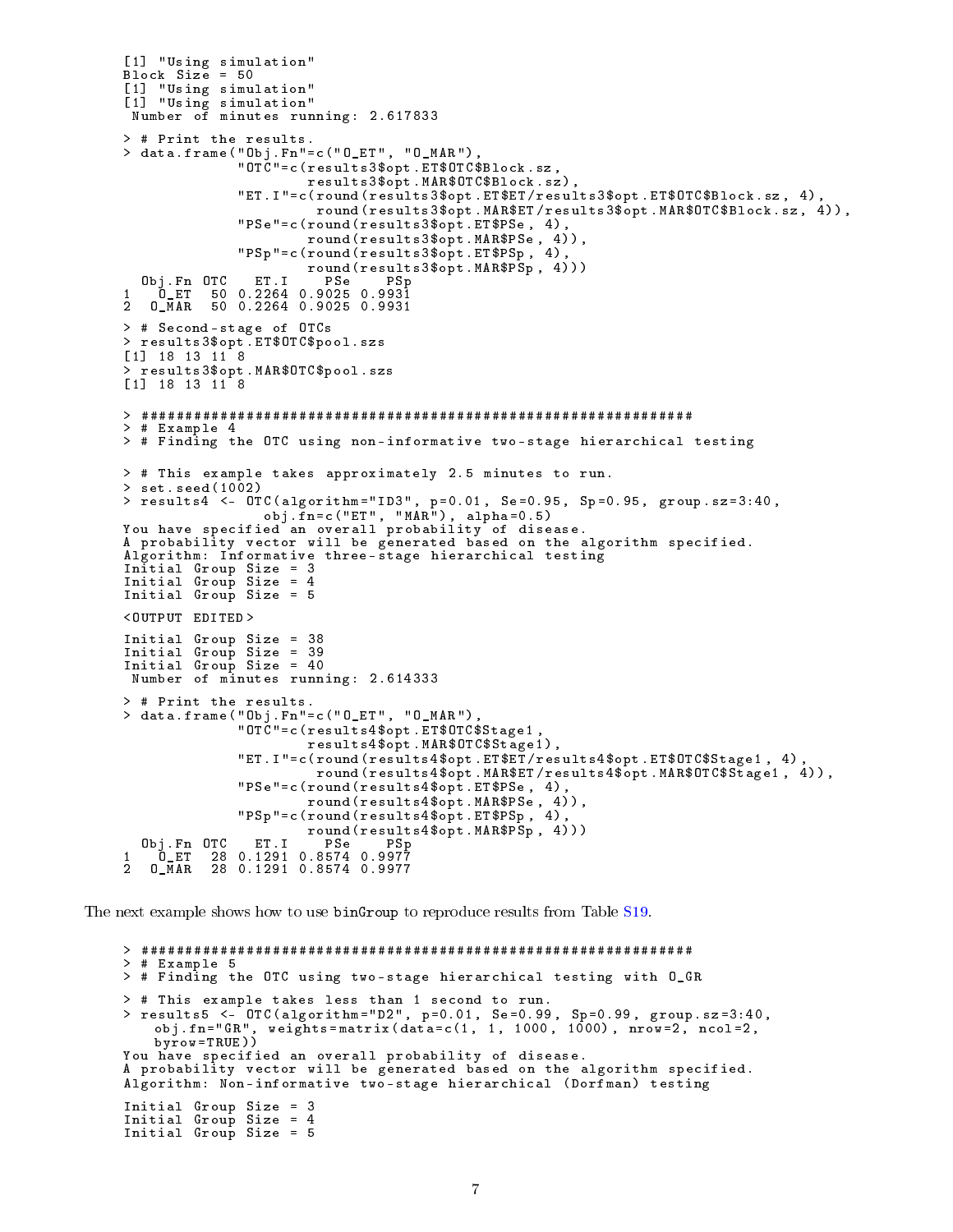```
[1] "Using simulation"
Block Size = 50
[1] "Using simulation"
[1] "Using simulation"
 Number of minutes running: 2.617833

> # Print the results.
> data.frame("Obj.Fn"=c("O_ET", "O_MAR"),
             "OTC"=c(results3$opt.ET$OTC$Block.sz,
                     results3$opt.MAR$OTC$Block.sz),
             "ET.I"=c(round(results3$opt.ET$ET/results3$opt.ET$OTC$Block.sz, 4),
                      round(results3$opt.MAR$ET/results3$opt.MAR$OTC$Block.sz, 4)),
             "PSe"=c(round(results3$opt.ET$PSe, 4),
                     round(results3$opt.MAR$PSe, 4)),
             "PSp"=c(round(results3$opt.ET$PSp, 4),
                     round(results3$opt.MAR$PSp, 4)))
  Obj.Fn OTC   ET.I    PSe    PSp
1   O_ET  50 0.2264 0.9025 0.9931
2  O_MAR  50 0.2264 0.9025 0.9931

> # Second-stage of OTCs
> results3$opt.ET$OTC$pool.szs
[1] 18 13 11 8
> results3$opt.MAR$OTC$pool.szs
[1] 18 13 11 8

> ###############################################################
> # Example 4
> # Finding the OTC using non-informative two-stage hierarchical testing

> # This example takes approximately 2.5 minutes to run.
> set.seed(1002)
> results4 <- OTC(algorithm="ID3", p=0.01, Se=0.95, Sp=0.95, group.sz=3:40,
                  obj.fn=c("ET", "MAR"), alpha=0.5)
You have specified an overall probability of disease.
A probability vector will be generated based on the algorithm specified.
Algorithm: Informative three-stage hierarchical testing
Initial Group Size = 3
Initial Group Size = 4
Initial Group Size = 5

<OUTPUT EDITED>

Initial Group Size = 38
Initial Group Size = 39
Initial Group Size = 40
 Number of minutes running: 2.614333

> # Print the results.
> data.frame("Obj.Fn"=c("O_ET", "O_MAR"),
             "OTC"=c(results4$opt.ET$OTC$Stage1,
                     results4$opt.MAR$OTC$Stage1),
             "ET.I"=c(round(results4$opt.ET$ET/results4$opt.ET$OTC$Stage1, 4),
                      round(results4$opt.MAR$ET/results4$opt.MAR$OTC$Stage1, 4)),
             "PSe"=c(round(results4$opt.ET$PSe, 4),
                     round(results4$opt.MAR$PSe, 4)),
             "PSp"=c(round(results4$opt.ET$PSp, 4),
                     round(results4$opt.MAR$PSp, 4)))
  Obj.Fn OTC   ET.I    PSe    PSp
1   O_ET  28 0.1291 0.8574 0.9977
2  O_MAR  28 0.1291 0.8574 0.9977
```

The next example shows how to use binGroup to reproduce results from Table S19.

```
> ###############################################################
> # Example 5
> # Finding the OTC using two-stage hierarchical testing with O_GR

> # This example takes less than 1 second to run.
> results5 <- OTC(algorithm="D2", p=0.01, Se=0.99, Sp=0.99, group.sz=3:40,
    obj.fn="GR", weights=matrix(data=c(1, 1, 1000, 1000), nrow=2, ncol=2,
    byrow=TRUE))
You have specified an overall probability of disease.
A probability vector will be generated based on the algorithm specified.
Algorithm: Non-informative two-stage hierarchical (Dorfman) testing

Initial Group Size = 3
Initial Group Size = 4
Initial Group Size = 5
```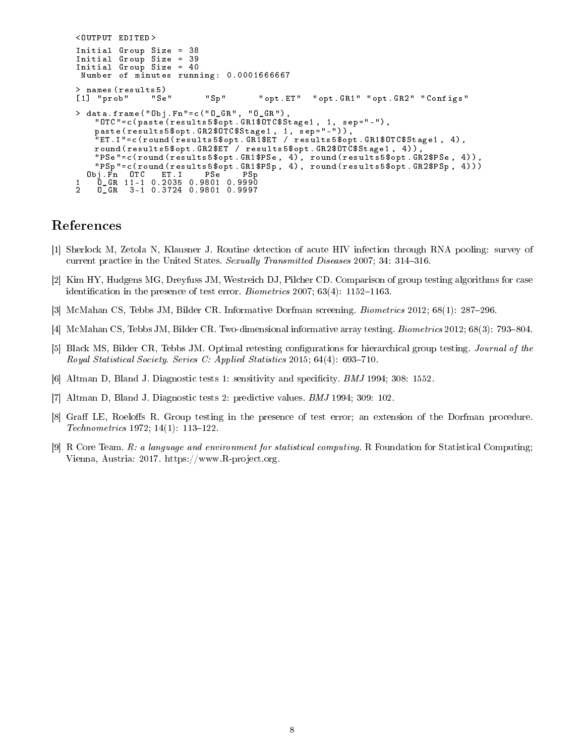```
<OUTPUT EDITED>
Initial Group Size = 38
Initial Group Size = 39
Initial Group Size = 40
 Number of minutes running: 0.0001666667

> names(results5)
[1] "prob"     "Se"       "Sp"       "opt.ET"   "opt.GR1"  "opt.GR2"  "Configs"

> data.frame("Obj.Fn"=c("O_GR", "O_GR"),
    "OTC"=c(paste(results5$opt.GR1$OTC$Stage1, 1, sep="-"),
    paste(results5$opt.GR2$OTC$Stage1, 1, sep="-")),
    "ET.I"=c(round(results5$opt.GR1$ET / results5$opt.GR1$OTC$Stage1, 4),
    round(results5$opt.GR2$ET / results5$opt.GR2$OTC$Stage1, 4)),
    "PSe"=c(round(results5$opt.GR1$PSe, 4), round(results5$opt.GR2$PSe, 4)),
    "PSp"=c(round(results5$opt.GR1$PSp, 4), round(results5$opt.GR2$PSp, 4)))
  Obj.Fn  OTC   ET.I    PSe    PSp
1   O_GR 11-1 0.2035 0.9801 0.9990
2   O_GR  3-1 0.3724 0.9801 0.9997
```

# References

[1] Sherlock M, Zetola N, Klausner J. Routine detection of acute HIV infection through RNA pooling: survey of current practice in the United States. *Sexually Transmitted Diseases* 2007; 34: 314–316.

[2] Kim HY, Hudgens MG, Dreyfuss JM, Westreich DJ, Pilcher CD. Comparison of group testing algorithms for case identification in the presence of test error. *Biometrics* 2007; 63(4): 1152–1163.

[3] McMahan CS, Tebbs JM, Bilder CR. Informative Dorfman screening. *Biometrics* 2012; 68(1): 287–296.

[4] McMahan CS, Tebbs JM, Bilder CR. Two-dimensional informative array testing. *Biometrics* 2012; 68(3): 793–804.

[5] Black MS, Bilder CR, Tebbs JM. Optimal retesting configurations for hierarchical group testing. *Journal of the Royal Statistical Society. Series C: Applied Statistics* 2015; 64(4): 693–710.

[6] Altman D, Bland J. Diagnostic tests 1: sensitivity and specificity. *BMJ* 1994; 308: 1552.

[7] Altman D, Bland J. Diagnostic tests 2: predictive values. *BMJ* 1994; 309: 102.

[8] Graff LE, Roeloffs R. Group testing in the presence of test error; an extension of the Dorfman procedure. *Technometrics* 1972; 14(1): 113–122.

[9] R Core Team. *R: a language and environment for statistical computing.* R Foundation for Statistical Computing; Vienna, Austria: 2017. https://www.R-project.org.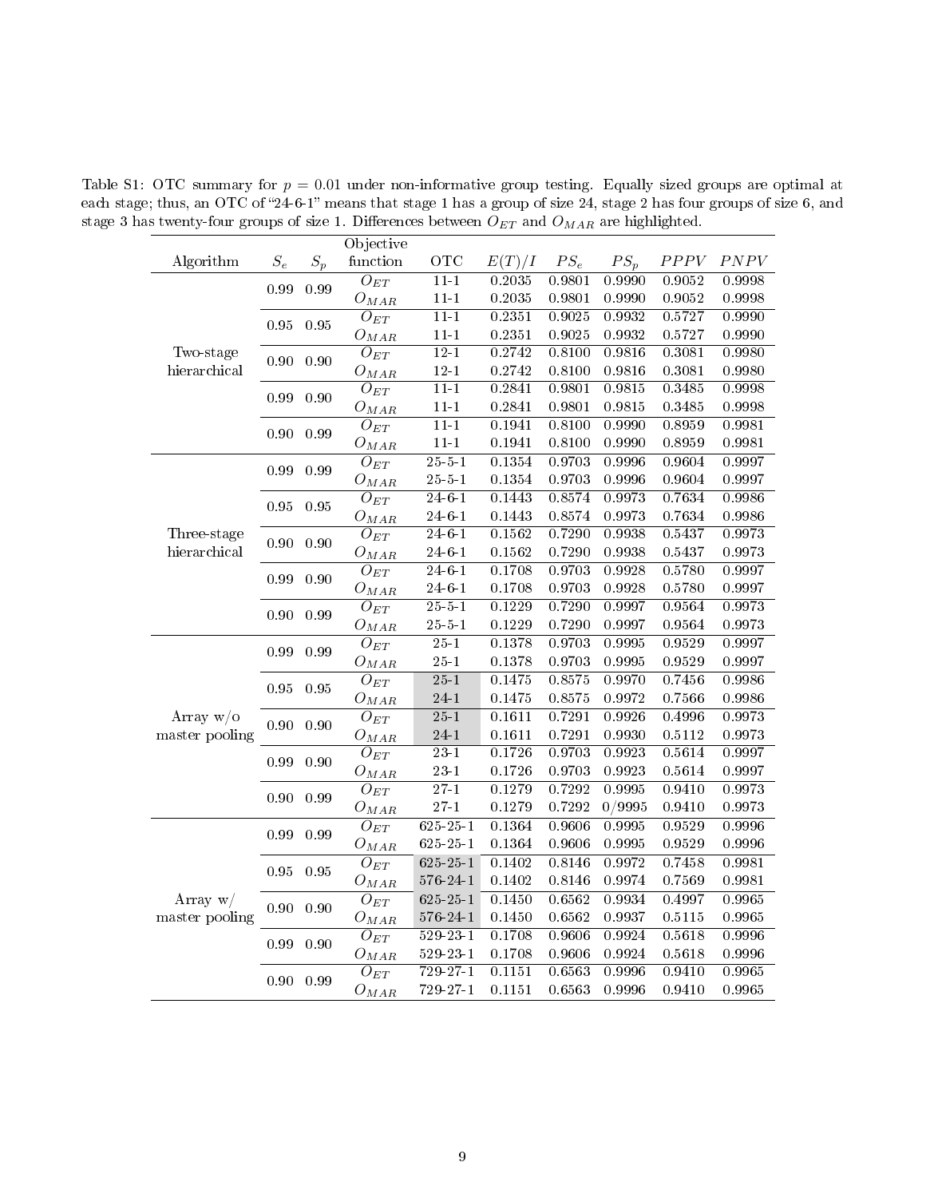Table S1: OTC summary for $p = 0.01$ under non-informative group testing. Equally sized groups are optimal at each stage; thus, an OTC of "24-6-1" means that stage 1 has a group of size 24, stage 2 has four groups of size 6, and stage 3 has twenty-four groups of size 1. Differences between $O_{ET}$ and $O_{MAR}$ are highlighted.

| Algorithm | $S_e$ | $S_p$ | Objective function | OTC | $E(T)/I$ | $PS_e$ | $PS_p$ | $PPPV$ | $PNPV$ |
|---|---|---|---|---|---|---|---|---|---|
| Two-stage hierarchical | 0.99 | 0.99 | $O_{ET}$ | 11-1 | 0.2035 | 0.9801 | 0.9990 | 0.9052 | 0.9998 |
| | | | $O_{MAR}$ | 11-1 | 0.2035 | 0.9801 | 0.9990 | 0.9052 | 0.9998 |
| | 0.95 | 0.95 | $O_{ET}$ | 11-1 | 0.2351 | 0.9025 | 0.9932 | 0.5727 | 0.9990 |
| | | | $O_{MAR}$ | 11-1 | 0.2351 | 0.9025 | 0.9932 | 0.5727 | 0.9990 |
| | 0.90 | 0.90 | $O_{ET}$ | 12-1 | 0.2742 | 0.8100 | 0.9816 | 0.3081 | 0.9980 |
| | | | $O_{MAR}$ | 12-1 | 0.2742 | 0.8100 | 0.9816 | 0.3081 | 0.9980 |
| | 0.99 | 0.90 | $O_{ET}$ | 11-1 | 0.2841 | 0.9801 | 0.9815 | 0.3485 | 0.9998 |
| | | | $O_{MAR}$ | 11-1 | 0.2841 | 0.9801 | 0.9815 | 0.3485 | 0.9998 |
| | 0.90 | 0.99 | $O_{ET}$ | 11-1 | 0.1941 | 0.8100 | 0.9990 | 0.8959 | 0.9981 |
| | | | $O_{MAR}$ | 11-1 | 0.1941 | 0.8100 | 0.9990 | 0.8959 | 0.9981 |
| Three-stage hierarchical | 0.99 | 0.99 | $O_{ET}$ | 25-5-1 | 0.1354 | 0.9703 | 0.9996 | 0.9604 | 0.9997 |
| | | | $O_{MAR}$ | 25-5-1 | 0.1354 | 0.9703 | 0.9996 | 0.9604 | 0.9997 |
| | 0.95 | 0.95 | $O_{ET}$ | 24-6-1 | 0.1443 | 0.8574 | 0.9973 | 0.7634 | 0.9986 |
| | | | $O_{MAR}$ | 24-6-1 | 0.1443 | 0.8574 | 0.9973 | 0.7634 | 0.9986 |
| | 0.90 | 0.90 | $O_{ET}$ | 24-6-1 | 0.1562 | 0.7290 | 0.9938 | 0.5437 | 0.9973 |
| | | | $O_{MAR}$ | 24-6-1 | 0.1562 | 0.7290 | 0.9938 | 0.5437 | 0.9973 |
| | 0.99 | 0.90 | $O_{ET}$ | 24-6-1 | 0.1708 | 0.9703 | 0.9928 | 0.5780 | 0.9997 |
| | | | $O_{MAR}$ | 24-6-1 | 0.1708 | 0.9703 | 0.9928 | 0.5780 | 0.9997 |
| | 0.90 | 0.99 | $O_{ET}$ | 25-5-1 | 0.1229 | 0.7290 | 0.9997 | 0.9564 | 0.9973 |
| | | | $O_{MAR}$ | 25-5-1 | 0.1229 | 0.7290 | 0.9997 | 0.9564 | 0.9973 |
| Array w/o master pooling | 0.99 | 0.99 | $O_{ET}$ | 25-1 | 0.1378 | 0.9703 | 0.9995 | 0.9529 | 0.9997 |
| | | | $O_{MAR}$ | 25-1 | 0.1378 | 0.9703 | 0.9995 | 0.9529 | 0.9997 |
| | 0.95 | 0.95 | $O_{ET}$ | **25-1** | 0.1475 | 0.8575 | 0.9970 | 0.7456 | 0.9986 |
| | | | $O_{MAR}$ | **24-1** | 0.1475 | 0.8575 | 0.9972 | 0.7566 | 0.9986 |
| | 0.90 | 0.90 | $O_{ET}$ | **25-1** | 0.1611 | 0.7291 | 0.9926 | 0.4996 | 0.9973 |
| | | | $O_{MAR}$ | **24-1** | 0.1611 | 0.7291 | 0.9930 | 0.5112 | 0.9973 |
| | 0.99 | 0.90 | $O_{ET}$ | 23-1 | 0.1726 | 0.9703 | 0.9923 | 0.5614 | 0.9997 |
| | | | $O_{MAR}$ | 23-1 | 0.1726 | 0.9703 | 0.9923 | 0.5614 | 0.9997 |
| | 0.90 | 0.99 | $O_{ET}$ | 27-1 | 0.1279 | 0.7292 | 0.9995 | 0.9410 | 0.9973 |
| | | | $O_{MAR}$ | 27-1 | 0.1279 | 0.7292 | 0/9995 | 0.9410 | 0.9973 |
| Array w/ master pooling | 0.99 | 0.99 | $O_{ET}$ | 625-25-1 | 0.1364 | 0.9606 | 0.9995 | 0.9529 | 0.9996 |
| | | | $O_{MAR}$ | 625-25-1 | 0.1364 | 0.9606 | 0.9995 | 0.9529 | 0.9996 |
| | 0.95 | 0.95 | $O_{ET}$ | **625-25-1** | 0.1402 | 0.8146 | 0.9972 | 0.7458 | 0.9981 |
| | | | $O_{MAR}$ | **576-24-1** | 0.1402 | 0.8146 | 0.9974 | 0.7569 | 0.9981 |
| | 0.90 | 0.90 | $O_{ET}$ | **625-25-1** | 0.1450 | 0.6562 | 0.9934 | 0.4997 | 0.9965 |
| | | | $O_{MAR}$ | **576-24-1** | 0.1450 | 0.6562 | 0.9937 | 0.5115 | 0.9965 |
| | 0.99 | 0.90 | $O_{ET}$ | 529-23-1 | 0.1708 | 0.9606 | 0.9924 | 0.5618 | 0.9996 |
| | | | $O_{MAR}$ | 529-23-1 | 0.1708 | 0.9606 | 0.9924 | 0.5618 | 0.9996 |
| | 0.90 | 0.99 | $O_{ET}$ | 729-27-1 | 0.1151 | 0.6563 | 0.9996 | 0.9410 | 0.9965 |
| | | | $O_{MAR}$ | 729-27-1 | 0.1151 | 0.6563 | 0.9996 | 0.9410 | 0.9965 |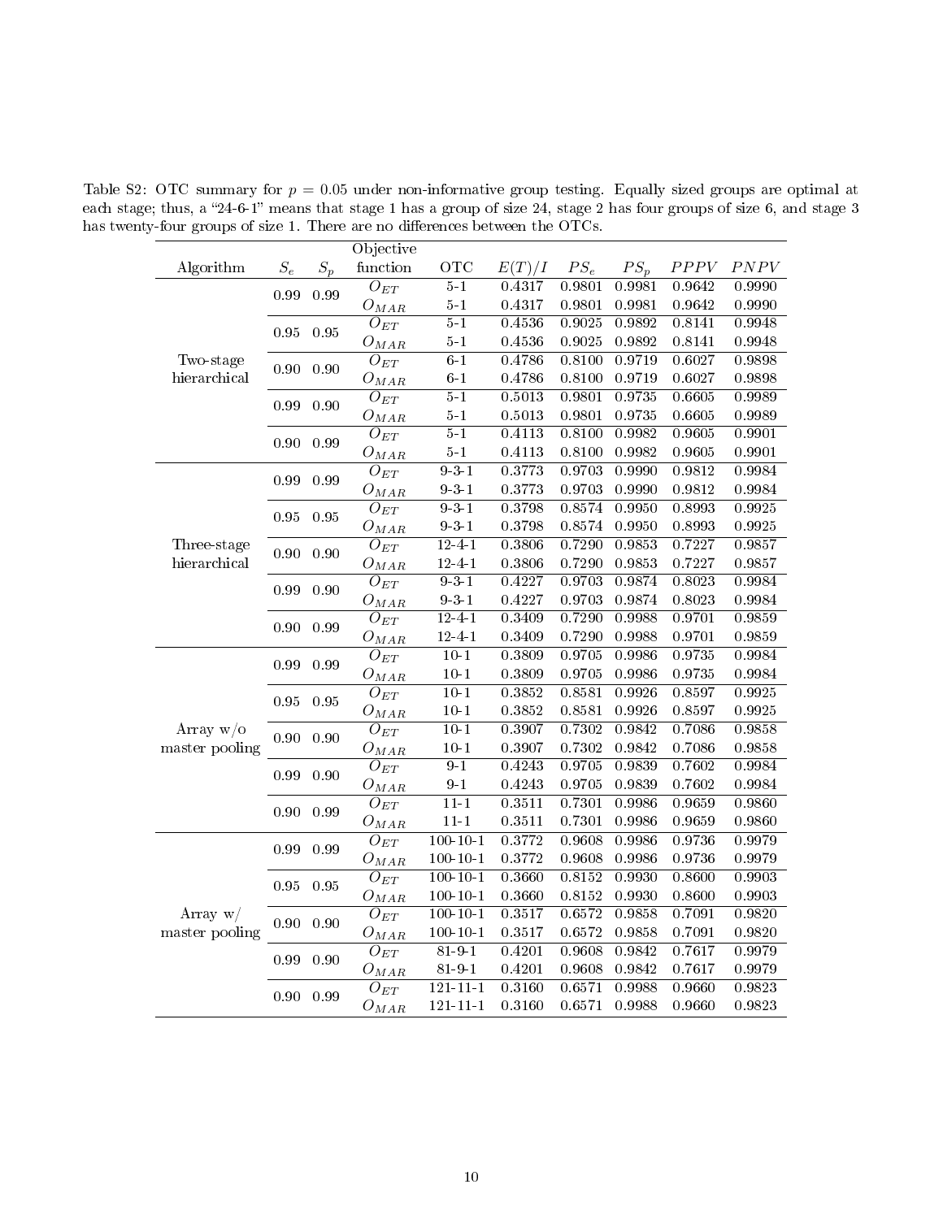Table S2: OTC summary for $p = 0.05$ under non-informative group testing. Equally sized groups are optimal at each stage; thus, a "24-6-1" means that stage 1 has a group of size 24, stage 2 has four groups of size 6, and stage 3 has twenty-four groups of size 1. There are no differences between the OTCs.

| Algorithm | $S_e$ | $S_p$ | Objective function | OTC | $E(T)/I$ | $PS_e$ | $PS_p$ | $PPPV$ | $PNPV$ |
|---|---|---|---|---|---|---|---|---|---|
| Two-stage hierarchical | 0.99 | 0.99 | $O_{ET}$ | 5-1 | 0.4317 | 0.9801 | 0.9981 | 0.9642 | 0.9990 |
| | | | $O_{MAR}$ | 5-1 | 0.4317 | 0.9801 | 0.9981 | 0.9642 | 0.9990 |
| | 0.95 | 0.95 | $O_{ET}$ | 5-1 | 0.4536 | 0.9025 | 0.9892 | 0.8141 | 0.9948 |
| | | | $O_{MAR}$ | 5-1 | 0.4536 | 0.9025 | 0.9892 | 0.8141 | 0.9948 |
| | 0.90 | 0.90 | $O_{ET}$ | 6-1 | 0.4786 | 0.8100 | 0.9719 | 0.6027 | 0.9898 |
| | | | $O_{MAR}$ | 6-1 | 0.4786 | 0.8100 | 0.9719 | 0.6027 | 0.9898 |
| | 0.99 | 0.90 | $O_{ET}$ | 5-1 | 0.5013 | 0.9801 | 0.9735 | 0.6605 | 0.9989 |
| | | | $O_{MAR}$ | 5-1 | 0.5013 | 0.9801 | 0.9735 | 0.6605 | 0.9989 |
| | 0.90 | 0.99 | $O_{ET}$ | 5-1 | 0.4113 | 0.8100 | 0.9982 | 0.9605 | 0.9901 |
| | | | $O_{MAR}$ | 5-1 | 0.4113 | 0.8100 | 0.9982 | 0.9605 | 0.9901 |
| Three-stage hierarchical | 0.99 | 0.99 | $O_{ET}$ | 9-3-1 | 0.3773 | 0.9703 | 0.9990 | 0.9812 | 0.9984 |
| | | | $O_{MAR}$ | 9-3-1 | 0.3773 | 0.9703 | 0.9990 | 0.9812 | 0.9984 |
| | 0.95 | 0.95 | $O_{ET}$ | 9-3-1 | 0.3798 | 0.8574 | 0.9950 | 0.8993 | 0.9925 |
| | | | $O_{MAR}$ | 9-3-1 | 0.3798 | 0.8574 | 0.9950 | 0.8993 | 0.9925 |
| | 0.90 | 0.90 | $O_{ET}$ | 12-4-1 | 0.3806 | 0.7290 | 0.9853 | 0.7227 | 0.9857 |
| | | | $O_{MAR}$ | 12-4-1 | 0.3806 | 0.7290 | 0.9853 | 0.7227 | 0.9857 |
| | 0.99 | 0.90 | $O_{ET}$ | 9-3-1 | 0.4227 | 0.9703 | 0.9874 | 0.8023 | 0.9984 |
| | | | $O_{MAR}$ | 9-3-1 | 0.4227 | 0.9703 | 0.9874 | 0.8023 | 0.9984 |
| | 0.90 | 0.99 | $O_{ET}$ | 12-4-1 | 0.3409 | 0.7290 | 0.9988 | 0.9701 | 0.9859 |
| | | | $O_{MAR}$ | 12-4-1 | 0.3409 | 0.7290 | 0.9988 | 0.9701 | 0.9859 |
| Array w/o master pooling | 0.99 | 0.99 | $O_{ET}$ | 10-1 | 0.3809 | 0.9705 | 0.9986 | 0.9735 | 0.9984 |
| | | | $O_{MAR}$ | 10-1 | 0.3809 | 0.9705 | 0.9986 | 0.9735 | 0.9984 |
| | 0.95 | 0.95 | $O_{ET}$ | 10-1 | 0.3852 | 0.8581 | 0.9926 | 0.8597 | 0.9925 |
| | | | $O_{MAR}$ | 10-1 | 0.3852 | 0.8581 | 0.9926 | 0.8597 | 0.9925 |
| | 0.90 | 0.90 | $O_{ET}$ | 10-1 | 0.3907 | 0.7302 | 0.9842 | 0.7086 | 0.9858 |
| | | | $O_{MAR}$ | 10-1 | 0.3907 | 0.7302 | 0.9842 | 0.7086 | 0.9858 |
| | 0.99 | 0.90 | $O_{ET}$ | 9-1 | 0.4243 | 0.9705 | 0.9839 | 0.7602 | 0.9984 |
| | | | $O_{MAR}$ | 9-1 | 0.4243 | 0.9705 | 0.9839 | 0.7602 | 0.9984 |
| | 0.90 | 0.99 | $O_{ET}$ | 11-1 | 0.3511 | 0.7301 | 0.9986 | 0.9659 | 0.9860 |
| | | | $O_{MAR}$ | 11-1 | 0.3511 | 0.7301 | 0.9986 | 0.9659 | 0.9860 |
| Array w/ master pooling | 0.99 | 0.99 | $O_{ET}$ | 100-10-1 | 0.3772 | 0.9608 | 0.9986 | 0.9736 | 0.9979 |
| | | | $O_{MAR}$ | 100-10-1 | 0.3772 | 0.9608 | 0.9986 | 0.9736 | 0.9979 |
| | 0.95 | 0.95 | $O_{ET}$ | 100-10-1 | 0.3660 | 0.8152 | 0.9930 | 0.8600 | 0.9903 |
| | | | $O_{MAR}$ | 100-10-1 | 0.3660 | 0.8152 | 0.9930 | 0.8600 | 0.9903 |
| | 0.90 | 0.90 | $O_{ET}$ | 100-10-1 | 0.3517 | 0.6572 | 0.9858 | 0.7091 | 0.9820 |
| | | | $O_{MAR}$ | 100-10-1 | 0.3517 | 0.6572 | 0.9858 | 0.7091 | 0.9820 |
| | 0.99 | 0.90 | $O_{ET}$ | 81-9-1 | 0.4201 | 0.9608 | 0.9842 | 0.7617 | 0.9979 |
| | | | $O_{MAR}$ | 81-9-1 | 0.4201 | 0.9608 | 0.9842 | 0.7617 | 0.9979 |
| | 0.90 | 0.99 | $O_{ET}$ | 121-11-1 | 0.3160 | 0.6571 | 0.9988 | 0.9660 | 0.9823 |
| | | | $O_{MAR}$ | 121-11-1 | 0.3160 | 0.6571 | 0.9988 | 0.9660 | 0.9823 |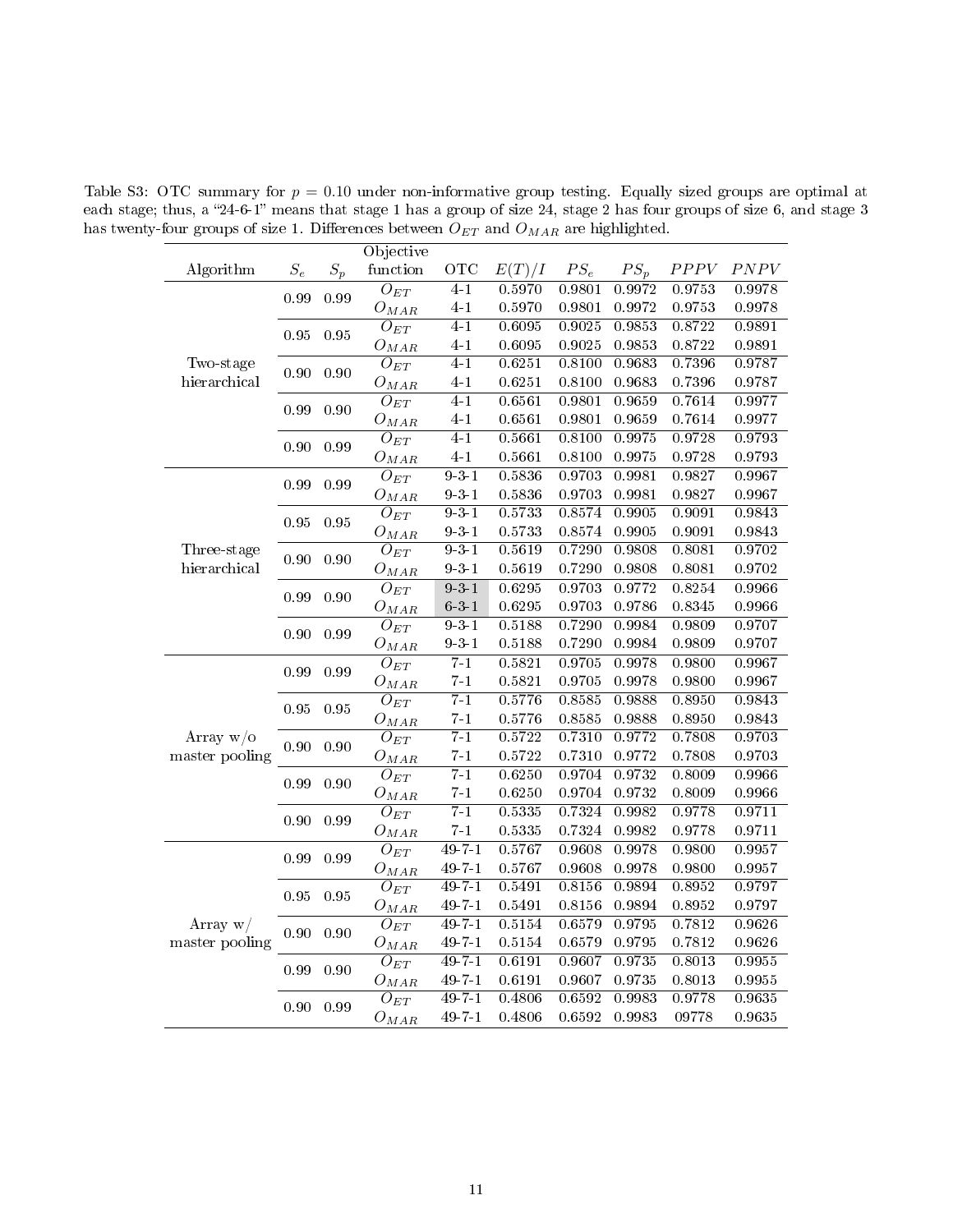Table S3: OTC summary for $p = 0.10$ under non-informative group testing. Equally sized groups are optimal at each stage; thus, a "24-6-1" means that stage 1 has a group of size 24, stage 2 has four groups of size 6, and stage 3 has twenty-four groups of size 1. Differences between $O_{ET}$ and $O_{MAR}$ are highlighted.

| Algorithm | $S_e$ | $S_p$ | Objective function | OTC | $E(T)/I$ | $PS_e$ | $PS_p$ | $PPPV$ | $PNPV$ |
|---|---|---|---|---|---|---|---|---|---|
| Two-stage hierarchical | 0.99 | 0.99 | $O_{ET}$ | 4-1 | 0.5970 | 0.9801 | 0.9972 | 0.9753 | 0.9978 |
| | | | $O_{MAR}$ | 4-1 | 0.5970 | 0.9801 | 0.9972 | 0.9753 | 0.9978 |
| | 0.95 | 0.95 | $O_{ET}$ | 4-1 | 0.6095 | 0.9025 | 0.9853 | 0.8722 | 0.9891 |
| | | | $O_{MAR}$ | 4-1 | 0.6095 | 0.9025 | 0.9853 | 0.8722 | 0.9891 |
| | 0.90 | 0.90 | $O_{ET}$ | 4-1 | 0.6251 | 0.8100 | 0.9683 | 0.7396 | 0.9787 |
| | | | $O_{MAR}$ | 4-1 | 0.6251 | 0.8100 | 0.9683 | 0.7396 | 0.9787 |
| | 0.99 | 0.90 | $O_{ET}$ | 4-1 | 0.6561 | 0.9801 | 0.9659 | 0.7614 | 0.9977 |
| | | | $O_{MAR}$ | 4-1 | 0.6561 | 0.9801 | 0.9659 | 0.7614 | 0.9977 |
| | 0.90 | 0.99 | $O_{ET}$ | 4-1 | 0.5661 | 0.8100 | 0.9975 | 0.9728 | 0.9793 |
| | | | $O_{MAR}$ | 4-1 | 0.5661 | 0.8100 | 0.9975 | 0.9728 | 0.9793 |
| Three-stage hierarchical | 0.99 | 0.99 | $O_{ET}$ | 9-3-1 | 0.5836 | 0.9703 | 0.9981 | 0.9827 | 0.9967 |
| | | | $O_{MAR}$ | 9-3-1 | 0.5836 | 0.9703 | 0.9981 | 0.9827 | 0.9967 |
| | 0.95 | 0.95 | $O_{ET}$ | 9-3-1 | 0.5733 | 0.8574 | 0.9905 | 0.9091 | 0.9843 |
| | | | $O_{MAR}$ | 9-3-1 | 0.5733 | 0.8574 | 0.9905 | 0.9091 | 0.9843 |
| | 0.90 | 0.90 | $O_{ET}$ | 9-3-1 | 0.5619 | 0.7290 | 0.9808 | 0.8081 | 0.9702 |
| | | | $O_{MAR}$ | 9-3-1 | 0.5619 | 0.7290 | 0.9808 | 0.8081 | 0.9702 |
| | 0.99 | 0.90 | $O_{ET}$ | 9-3-1 | 0.6295 | 0.9703 | 0.9772 | 0.8254 | 0.9966 |
| | | | $O_{MAR}$ | 6-3-1 | 0.6295 | 0.9703 | 0.9786 | 0.8345 | 0.9966 |
| | 0.90 | 0.99 | $O_{ET}$ | 9-3-1 | 0.5188 | 0.7290 | 0.9984 | 0.9809 | 0.9707 |
| | | | $O_{MAR}$ | 9-3-1 | 0.5188 | 0.7290 | 0.9984 | 0.9809 | 0.9707 |
| Array w/o master pooling | 0.99 | 0.99 | $O_{ET}$ | 7-1 | 0.5821 | 0.9705 | 0.9978 | 0.9800 | 0.9967 |
| | | | $O_{MAR}$ | 7-1 | 0.5821 | 0.9705 | 0.9978 | 0.9800 | 0.9967 |
| | 0.95 | 0.95 | $O_{ET}$ | 7-1 | 0.5776 | 0.8585 | 0.9888 | 0.8950 | 0.9843 |
| | | | $O_{MAR}$ | 7-1 | 0.5776 | 0.8585 | 0.9888 | 0.8950 | 0.9843 |
| | 0.90 | 0.90 | $O_{ET}$ | 7-1 | 0.5722 | 0.7310 | 0.9772 | 0.7808 | 0.9703 |
| | | | $O_{MAR}$ | 7-1 | 0.5722 | 0.7310 | 0.9772 | 0.7808 | 0.9703 |
| | 0.99 | 0.90 | $O_{ET}$ | 7-1 | 0.6250 | 0.9704 | 0.9732 | 0.8009 | 0.9966 |
| | | | $O_{MAR}$ | 7-1 | 0.6250 | 0.9704 | 0.9732 | 0.8009 | 0.9966 |
| | 0.90 | 0.99 | $O_{ET}$ | 7-1 | 0.5335 | 0.7324 | 0.9982 | 0.9778 | 0.9711 |
| | | | $O_{MAR}$ | 7-1 | 0.5335 | 0.7324 | 0.9982 | 0.9778 | 0.9711 |
| Array w/ master pooling | 0.99 | 0.99 | $O_{ET}$ | 49-7-1 | 0.5767 | 0.9608 | 0.9978 | 0.9800 | 0.9957 |
| | | | $O_{MAR}$ | 49-7-1 | 0.5767 | 0.9608 | 0.9978 | 0.9800 | 0.9957 |
| | 0.95 | 0.95 | $O_{ET}$ | 49-7-1 | 0.5491 | 0.8156 | 0.9894 | 0.8952 | 0.9797 |
| | | | $O_{MAR}$ | 49-7-1 | 0.5491 | 0.8156 | 0.9894 | 0.8952 | 0.9797 |
| | 0.90 | 0.90 | $O_{ET}$ | 49-7-1 | 0.5154 | 0.6579 | 0.9795 | 0.7812 | 0.9626 |
| | | | $O_{MAR}$ | 49-7-1 | 0.5154 | 0.6579 | 0.9795 | 0.7812 | 0.9626 |
| | 0.99 | 0.90 | $O_{ET}$ | 49-7-1 | 0.6191 | 0.9607 | 0.9735 | 0.8013 | 0.9955 |
| | | | $O_{MAR}$ | 49-7-1 | 0.6191 | 0.9607 | 0.9735 | 0.8013 | 0.9955 |
| | 0.90 | 0.99 | $O_{ET}$ | 49-7-1 | 0.4806 | 0.6592 | 0.9983 | 0.9778 | 0.9635 |
| | | | $O_{MAR}$ | 49-7-1 | 0.4806 | 0.6592 | 0.9983 | 09778 | 0.9635 |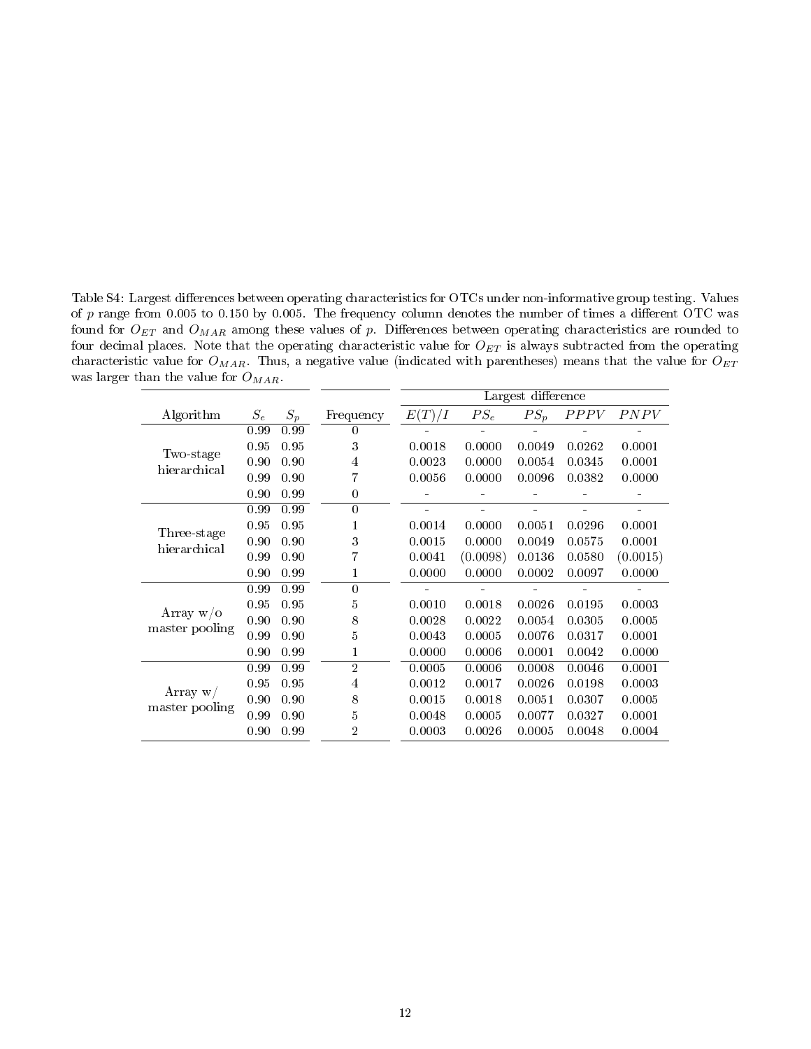Table S4: Largest differences between operating characteristics for OTCs under non-informative group testing. Values of $p$ range from 0.005 to 0.150 by 0.005. The frequency column denotes the number of times a different OTC was found for $O_{ET}$ and $O_{MAR}$ among these values of $p$. Differences between operating characteristics are rounded to four decimal places. Note that the operating characteristic value for $O_{ET}$ is always subtracted from the operating characteristic value for $O_{MAR}$. Thus, a negative value (indicated with parentheses) means that the value for $O_{ET}$ was larger than the value for $O_{MAR}$.

| | | | | Largest difference | | | | |
|---|---|---|---|---|---|---|---|---|
| Algorithm | $S_e$ | $S_p$ | Frequency | $E(T)/I$ | $PS_e$ | $PS_p$ | $PPPV$ | $PNPV$ |
| Two-stage hierarchical | 0.99 | 0.99 | 0 | - | - | - | - | - |
| | 0.95 | 0.95 | 3 | 0.0018 | 0.0000 | 0.0049 | 0.0262 | 0.0001 |
| | 0.90 | 0.90 | 4 | 0.0023 | 0.0000 | 0.0054 | 0.0345 | 0.0001 |
| | 0.99 | 0.90 | 7 | 0.0056 | 0.0000 | 0.0096 | 0.0382 | 0.0000 |
| | 0.90 | 0.99 | 0 | - | - | - | - | - |
| Three-stage hierarchical | 0.99 | 0.99 | 0 | - | - | - | - | - |
| | 0.95 | 0.95 | 1 | 0.0014 | 0.0000 | 0.0051 | 0.0296 | 0.0001 |
| | 0.90 | 0.90 | 3 | 0.0015 | 0.0000 | 0.0049 | 0.0575 | 0.0001 |
| | 0.99 | 0.90 | 7 | 0.0041 | (0.0098) | 0.0136 | 0.0580 | (0.0015) |
| | 0.90 | 0.99 | 1 | 0.0000 | 0.0000 | 0.0002 | 0.0097 | 0.0000 |
| Array w/o master pooling | 0.99 | 0.99 | 0 | - | - | - | - | - |
| | 0.95 | 0.95 | 5 | 0.0010 | 0.0018 | 0.0026 | 0.0195 | 0.0003 |
| | 0.90 | 0.90 | 8 | 0.0028 | 0.0022 | 0.0054 | 0.0305 | 0.0005 |
| | 0.99 | 0.90 | 5 | 0.0043 | 0.0005 | 0.0076 | 0.0317 | 0.0001 |
| | 0.90 | 0.99 | 1 | 0.0000 | 0.0006 | 0.0001 | 0.0042 | 0.0000 |
| Array w/ master pooling | 0.99 | 0.99 | 2 | 0.0005 | 0.0006 | 0.0008 | 0.0046 | 0.0001 |
| | 0.95 | 0.95 | 4 | 0.0012 | 0.0017 | 0.0026 | 0.0198 | 0.0003 |
| | 0.90 | 0.90 | 8 | 0.0015 | 0.0018 | 0.0051 | 0.0307 | 0.0005 |
| | 0.99 | 0.90 | 5 | 0.0048 | 0.0005 | 0.0077 | 0.0327 | 0.0001 |
| | 0.90 | 0.99 | 2 | 0.0003 | 0.0026 | 0.0005 | 0.0048 | 0.0004 |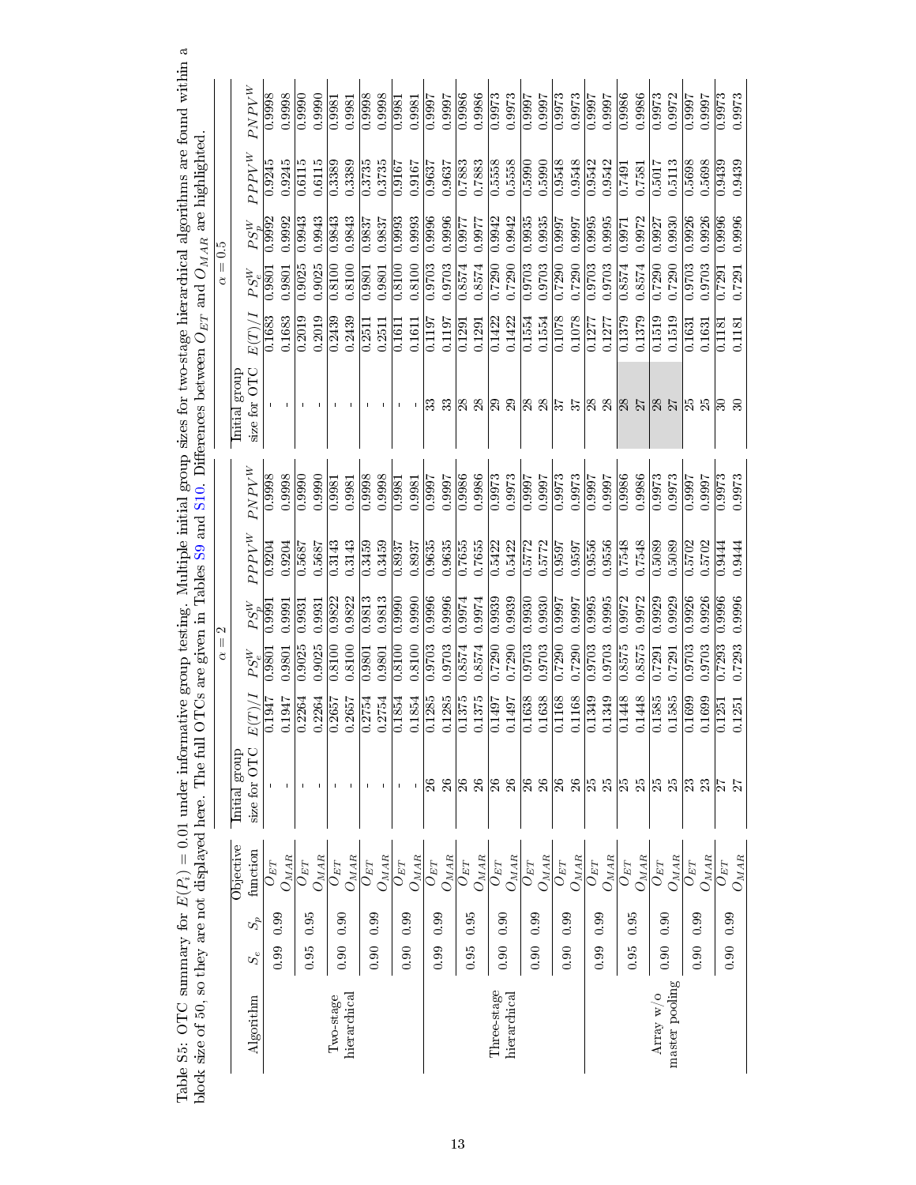Table S5: OTC summary for $E(P_i) = 0.01$ under informative group testing. Multiple initial group sizes for two-stage hierarchical algorithms are found within a block size of 50, so they are not displayed here. The full OTCs are given in Tables S9 and S10. Differences between $O_{ET}$ and $O_{MAR}$ are highlighted.

| Algorithm | $S_e$ | $S_p$ | Objective function | $\alpha = 2$ | | | | | | $\alpha = 0.5$ | | | | | |
|---|---|---|---|---|---|---|---|---|---|---|---|---|---|---|---|
| | | | | Initial group size for OTC | $E(T)/I$ | $PS_e^W$ | $PS_p^W$ | $PPPV^W$ | $PNPV^W$ | Initial group size for OTC | $E(T)/I$ | $PS_e^W$ | $PS_p^W$ | $PPPV^W$ | $PNPV^W$ |
| Two-stage hierarchical | 0.99 | 0.99 | $O_{ET}$ | - | 0.1947 | 0.9801 | 0.9991 | 0.9204 | 0.9998 | - | 0.1683 | 0.9801 | 0.9992 | 0.9245 | 0.9998 |
| | | | $O_{MAR}$ | - | 0.1947 | 0.9801 | 0.9991 | 0.9204 | 0.9998 | - | 0.1683 | 0.9801 | 0.9992 | 0.9245 | 0.9998 |
| | 0.95 | 0.95 | $O_{ET}$ | - | 0.2264 | 0.9025 | 0.9931 | 0.5687 | 0.9990 | - | 0.2019 | 0.9025 | 0.9943 | 0.6115 | 0.9990 |
| | | | $O_{MAR}$ | - | 0.2264 | 0.9025 | 0.9931 | 0.5687 | 0.9990 | - | 0.2019 | 0.9025 | 0.9943 | 0.6115 | 0.9990 |
| | 0.90 | 0.90 | $O_{ET}$ | - | 0.2657 | 0.8100 | 0.9822 | 0.3143 | 0.9981 | - | 0.2439 | 0.8100 | 0.9843 | 0.3389 | 0.9981 |
| | | | $O_{MAR}$ | - | 0.2657 | 0.8100 | 0.9822 | 0.3143 | 0.9981 | - | 0.2439 | 0.8100 | 0.9843 | 0.3389 | 0.9981 |
| | 0.90 | 0.99 | $O_{ET}$ | - | 0.2754 | 0.9801 | 0.9813 | 0.3459 | 0.9998 | - | 0.2511 | 0.9801 | 0.9837 | 0.3735 | 0.9998 |
| | | | $O_{MAR}$ | - | 0.2754 | 0.9801 | 0.9813 | 0.3459 | 0.9998 | - | 0.2511 | 0.9801 | 0.9837 | 0.3735 | 0.9998 |
| | 0.90 | 0.99 | $O_{ET}$ | - | 0.1854 | 0.8100 | 0.9990 | 0.8937 | 0.9981 | - | 0.1611 | 0.8100 | 0.9993 | 0.9167 | 0.9981 |
| | | | $O_{MAR}$ | - | 0.1854 | 0.8100 | 0.9990 | 0.8937 | 0.9981 | - | 0.1611 | 0.8100 | 0.9993 | 0.9167 | 0.9981 |
| Three-stage hierarchical | 0.99 | 0.99 | $O_{ET}$ | 26 | 0.1285 | 0.9703 | 0.9996 | 0.9635 | 0.9997 | 33 | 0.1197 | 0.9703 | 0.9996 | 0.9637 | 0.9997 |
| | | | $O_{MAR}$ | 26 | 0.1285 | 0.9703 | 0.9996 | 0.9635 | 0.9997 | 33 | 0.1197 | 0.9703 | 0.9996 | 0.9637 | 0.9997 |
| | 0.95 | 0.95 | $O_{ET}$ | 26 | 0.1375 | 0.8574 | 0.9974 | 0.7655 | 0.9986 | 28 | 0.1291 | 0.8574 | 0.9977 | 0.7883 | 0.9986 |
| | | | $O_{MAR}$ | 26 | 0.1375 | 0.8574 | 0.9974 | 0.7655 | 0.9986 | 28 | 0.1291 | 0.8574 | 0.9977 | 0.7883 | 0.9986 |
| | 0.90 | 0.90 | $O_{ET}$ | 26 | 0.1497 | 0.7290 | 0.9939 | 0.5422 | 0.9973 | 29 | 0.1422 | 0.7290 | 0.9942 | 0.5558 | 0.9973 |
| | | | $O_{MAR}$ | 26 | 0.1497 | 0.7290 | 0.9939 | 0.5422 | 0.9973 | 29 | 0.1422 | 0.7290 | 0.9942 | 0.5558 | 0.9973 |
| | 0.90 | 0.99 | $O_{ET}$ | 26 | 0.1638 | 0.9703 | 0.9930 | 0.5772 | 0.9997 | 28 | 0.1554 | 0.9703 | 0.9935 | 0.5990 | 0.9997 |
| | | | $O_{MAR}$ | 26 | 0.1638 | 0.9703 | 0.9930 | 0.5772 | 0.9997 | 28 | 0.1554 | 0.9703 | 0.9935 | 0.5990 | 0.9997 |
| | 0.90 | 0.99 | $O_{ET}$ | 26 | 0.1168 | 0.7290 | 0.9997 | 0.9597 | 0.9973 | 37 | 0.1078 | 0.7290 | 0.9997 | 0.9548 | 0.9973 |
| | | | $O_{MAR}$ | 26 | 0.1168 | 0.7290 | 0.9997 | 0.9597 | 0.9973 | 37 | 0.1078 | 0.7290 | 0.9997 | 0.9548 | 0.9973 |
| Array w/o master pooling | 0.99 | 0.99 | $O_{ET}$ | 25 | 0.1349 | 0.9703 | 0.9995 | 0.9556 | 0.9997 | 28 | 0.1277 | 0.9703 | 0.9995 | 0.9542 | 0.9997 |
| | | | $O_{MAR}$ | 25 | 0.1349 | 0.9703 | 0.9995 | 0.9556 | 0.9997 | 28 | 0.1277 | 0.9703 | 0.9995 | 0.9542 | 0.9997 |
| | 0.95 | 0.95 | $O_{ET}$ | 25 | 0.1448 | 0.8575 | 0.9972 | 0.7548 | 0.9986 | **28** | 0.1379 | 0.8574 | 0.9971 | 0.7491 | 0.9986 |
| | | | $O_{MAR}$ | 25 | 0.1448 | 0.8575 | 0.9972 | 0.7548 | 0.9986 | **27** | 0.1379 | 0.8574 | 0.9972 | 0.7581 | 0.9986 |
| | 0.90 | 0.90 | $O_{ET}$ | 25 | 0.1585 | 0.7291 | 0.9929 | 0.5089 | 0.9973 | **28** | 0.1519 | 0.7290 | 0.9927 | 0.5017 | 0.9973 |
| | | | $O_{MAR}$ | 25 | 0.1585 | 0.7291 | 0.9929 | 0.5089 | 0.9973 | **27** | 0.1519 | 0.7290 | 0.9930 | 0.5113 | 0.9972 |
| | 0.90 | 0.99 | $O_{ET}$ | 23 | 0.1699 | 0.9703 | 0.9926 | 0.5702 | 0.9997 | 25 | 0.1631 | 0.9703 | 0.9926 | 0.5698 | 0.9997 |
| | | | $O_{MAR}$ | 23 | 0.1699 | 0.9703 | 0.9926 | 0.5702 | 0.9997 | 25 | 0.1631 | 0.9703 | 0.9926 | 0.5698 | 0.9997 |
| | 0.90 | 0.99 | $O_{ET}$ | 27 | 0.1251 | 0.7293 | 0.9996 | 0.9444 | 0.9973 | 30 | 0.1181 | 0.7291 | 0.9996 | 0.9439 | 0.9973 |
| | | | $O_{MAR}$ | 27 | 0.1251 | 0.7293 | 0.9996 | 0.9444 | 0.9973 | 30 | 0.1181 | 0.7291 | 0.9996 | 0.9439 | 0.9973 |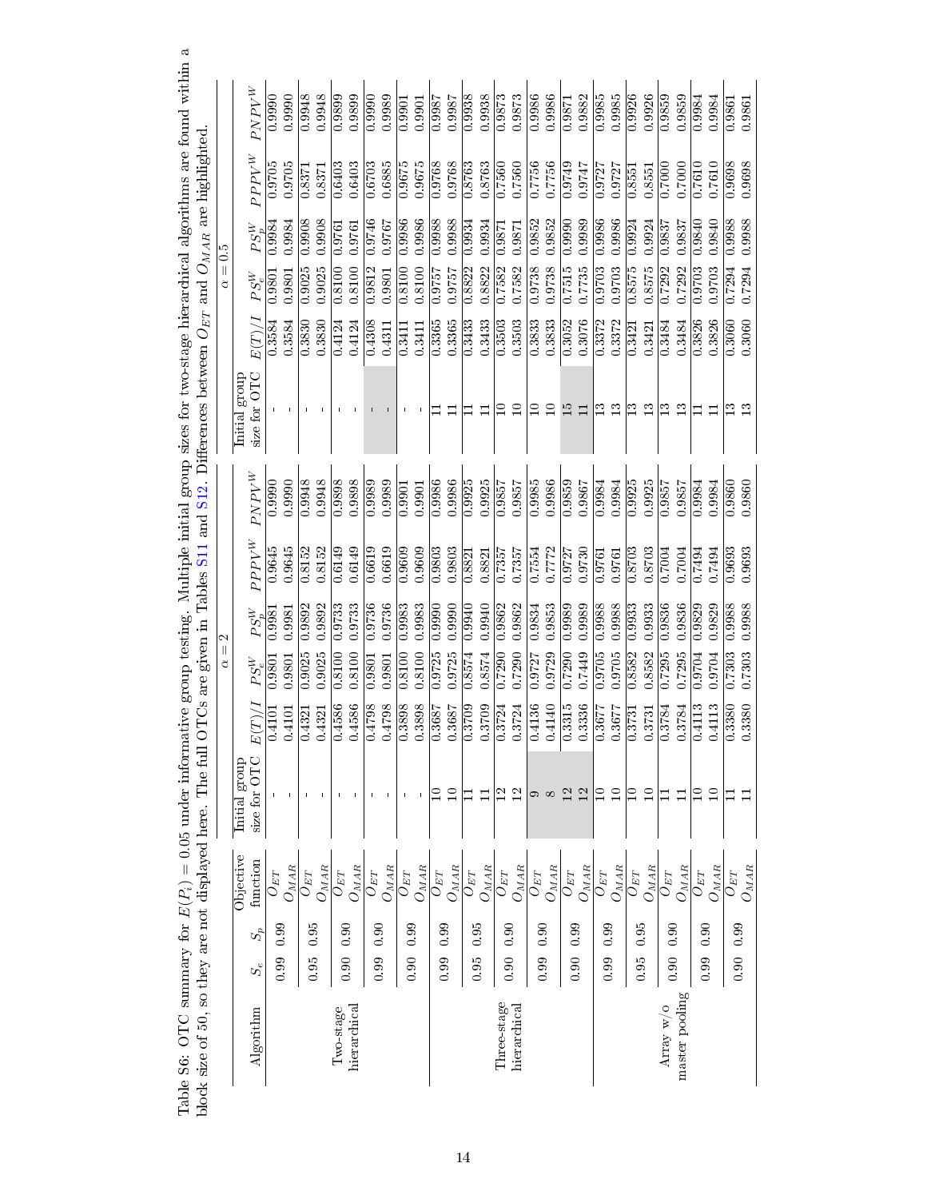Table S6: OTC summary for $E(P_i) = 0.05$ under informative group testing. Multiple initial group sizes for two-stage hierarchical algorithms are found within a block size of 50, so they are not displayed here. The full OTCs are given in Tables S11 and S12. Differences between $O_{ET}$ and $O_{MAR}$ are highlighted.

| | | | | $\alpha = 2$ | | | | | | | $\alpha = 0.5$ | | | | | | |
|---|---|---|---|---|---|---|---|---|---|---|---|---|---|---|---|---|---|
| Algorithm | $S_e$ | $S_p$ | Objective function | Initial group size for OTC | $E(T)/I$ | $PS_e^W$ | $PS_p^W$ | $PPPV^W$ | $PNPV^W$ | Initial group size for OTC | $E(T)/I$ | $PS_e^W$ | $PS_p^W$ | $PPPV^W$ | $PNPV^W$ |
| Two-stage hierarchical | 0.99 | 0.99 | $O_{ET}$ | - | 0.4101 | 0.9801 | 0.9981 | 0.9645 | 0.9990 | - | 0.3584 | 0.9801 | 0.9984 | 0.9705 | 0.9990 |
| | | | $O_{MAR}$ | - | 0.4101 | 0.9801 | 0.9981 | 0.9645 | 0.9990 | - | 0.3584 | 0.9801 | 0.9984 | 0.9705 | 0.9990 |
| | 0.95 | 0.95 | $O_{ET}$ | - | 0.4321 | 0.9025 | 0.9892 | 0.8152 | 0.9948 | - | 0.3830 | 0.9025 | 0.9908 | 0.8371 | 0.9948 |
| | | | $O_{MAR}$ | - | 0.4321 | 0.9025 | 0.9892 | 0.8152 | 0.9948 | - | 0.3830 | 0.9025 | 0.9908 | 0.8371 | 0.9948 |
| | 0.90 | 0.90 | $O_{ET}$ | - | 0.4586 | 0.8100 | 0.9733 | 0.6149 | 0.9898 | - | 0.4124 | 0.8100 | 0.9761 | 0.6403 | 0.9899 |
| | | | $O_{MAR}$ | - | 0.4586 | 0.8100 | 0.9733 | 0.6149 | 0.9898 | - | 0.4124 | 0.8100 | 0.9761 | 0.6403 | 0.9899 |
| | 0.99 | 0.90 | $O_{ET}$ | - | 0.4798 | 0.9801 | 0.9736 | 0.6619 | 0.9989 | - | 0.4308 | 0.9812 | 0.9746 | 0.6703 | 0.9990 |
| | | | $O_{MAR}$ | - | 0.4798 | 0.9801 | 0.9736 | 0.6619 | 0.9989 | - | 0.4311 | 0.9801 | 0.9767 | 0.6885 | 0.9989 |
| | 0.90 | 0.99 | $O_{ET}$ | - | 0.3898 | 0.8100 | 0.9983 | 0.9609 | 0.9901 | - | 0.3411 | 0.8100 | 0.9986 | 0.9675 | 0.9901 |
| | | | $O_{MAR}$ | - | 0.3898 | 0.8100 | 0.9983 | 0.9609 | 0.9901 | - | 0.3411 | 0.8100 | 0.9986 | 0.9675 | 0.9901 |
| Three-stage hierarchical | 0.99 | 0.99 | $O_{ET}$ | 10 | 0.3687 | 0.9725 | 0.9990 | 0.9803 | 0.9986 | 11 | 0.3365 | 0.9757 | 0.9988 | 0.9768 | 0.9987 |
| | | | $O_{MAR}$ | 10 | 0.3687 | 0.9725 | 0.9990 | 0.9803 | 0.9986 | 11 | 0.3365 | 0.9757 | 0.9988 | 0.9768 | 0.9987 |
| | 0.95 | 0.95 | $O_{ET}$ | 11 | 0.3709 | 0.8574 | 0.9940 | 0.8821 | 0.9925 | 11 | 0.3433 | 0.8822 | 0.9934 | 0.8763 | 0.9938 |
| | | | $O_{MAR}$ | 11 | 0.3709 | 0.8574 | 0.9940 | 0.8821 | 0.9925 | 11 | 0.3433 | 0.8822 | 0.9934 | 0.8763 | 0.9938 |
| | 0.90 | 0.90 | $O_{ET}$ | 12 | 0.3724 | 0.7290 | 0.9862 | 0.7357 | 0.9857 | 10 | 0.3503 | 0.7582 | 0.9871 | 0.7560 | 0.9873 |
| | | | $O_{MAR}$ | 12 | 0.3724 | 0.7290 | 0.9862 | 0.7357 | 0.9857 | 10 | 0.3503 | 0.7582 | 0.9871 | 0.7560 | 0.9873 |
| | 0.99 | 0.90 | $O_{ET}$ | 9 | 0.4136 | 0.9727 | 0.9834 | 0.7554 | 0.9985 | 10 | 0.3833 | 0.9738 | 0.9852 | 0.7756 | 0.9986 |
| | | | $O_{MAR}$ | 8 | 0.4140 | 0.9729 | 0.9853 | 0.7772 | 0.9986 | 10 | 0.3833 | 0.9738 | 0.9852 | 0.7756 | 0.9986 |
| | 0.90 | 0.99 | $O_{ET}$ | 12 | 0.3315 | 0.7290 | 0.9989 | 0.9727 | 0.9859 | 15 | 0.3052 | 0.7515 | 0.9990 | 0.9749 | 0.9871 |
| | | | $O_{MAR}$ | 12 | 0.3336 | 0.7449 | 0.9989 | 0.9730 | 0.9867 | 11 | 0.3076 | 0.7735 | 0.9989 | 0.9747 | 0.9882 |
| Array w/o master pooling | 0.99 | 0.99 | $O_{ET}$ | 10 | 0.3677 | 0.9705 | 0.9988 | 0.9761 | 0.9984 | 13 | 0.3372 | 0.9703 | 0.9986 | 0.9727 | 0.9985 |
| | | | $O_{MAR}$ | 10 | 0.3677 | 0.9705 | 0.9988 | 0.9761 | 0.9984 | 13 | 0.3372 | 0.9703 | 0.9986 | 0.9727 | 0.9985 |
| | 0.95 | 0.95 | $O_{ET}$ | 10 | 0.3731 | 0.8582 | 0.9933 | 0.8703 | 0.9925 | 13 | 0.3421 | 0.8575 | 0.9924 | 0.8551 | 0.9926 |
| | | | $O_{MAR}$ | 10 | 0.3731 | 0.8582 | 0.9933 | 0.8703 | 0.9925 | 13 | 0.3421 | 0.8575 | 0.9924 | 0.8551 | 0.9926 |
| | 0.90 | 0.90 | $O_{ET}$ | 11 | 0.3784 | 0.7295 | 0.9836 | 0.7004 | 0.9857 | 13 | 0.3484 | 0.7292 | 0.9837 | 0.7000 | 0.9859 |
| | | | $O_{MAR}$ | 11 | 0.3784 | 0.7295 | 0.9836 | 0.7004 | 0.9857 | 13 | 0.3484 | 0.7292 | 0.9837 | 0.7000 | 0.9859 |
| | 0.99 | 0.90 | $O_{ET}$ | 10 | 0.4113 | 0.9704 | 0.9829 | 0.7494 | 0.9984 | 11 | 0.3826 | 0.9703 | 0.9840 | 0.7610 | 0.9984 |
| | | | $O_{MAR}$ | 10 | 0.4113 | 0.9704 | 0.9829 | 0.7494 | 0.9984 | 11 | 0.3826 | 0.9703 | 0.9840 | 0.7610 | 0.9984 |
| | 0.90 | 0.99 | $O_{ET}$ | 11 | 0.3380 | 0.7303 | 0.9988 | 0.9693 | 0.9860 | 13 | 0.3060 | 0.7294 | 0.9988 | 0.9698 | 0.9861 |
| | | | $O_{MAR}$ | 11 | 0.3380 | 0.7303 | 0.9988 | 0.9693 | 0.9860 | 13 | 0.3060 | 0.7294 | 0.9988 | 0.9698 | 0.9861 |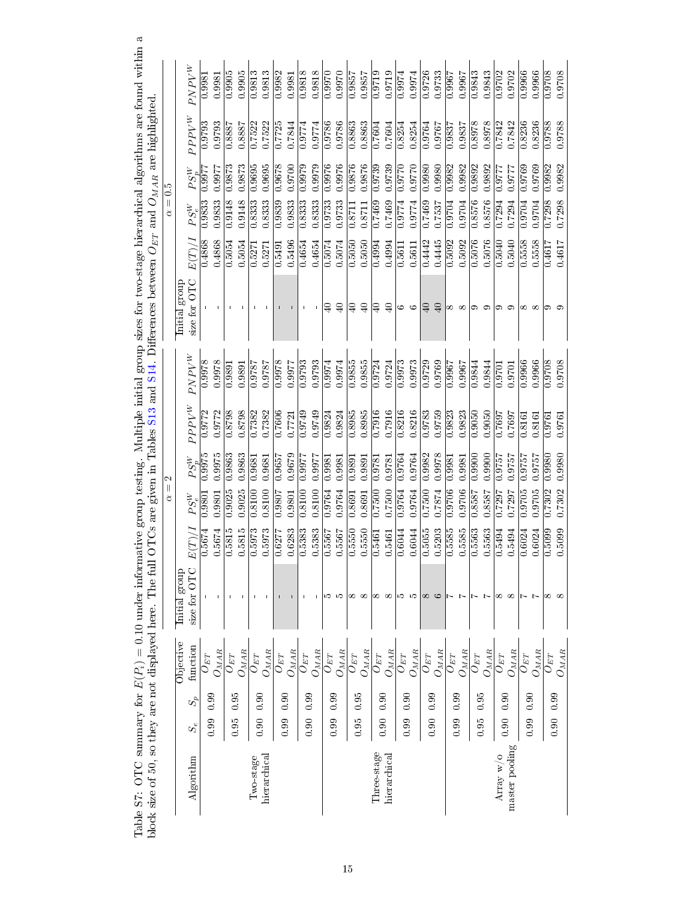Table S7: OTC summary for $E(P_i) = 0.10$ under informative group testing. Multiple initial group sizes for two-stage hierarchical algorithms are found within a block size of 50, so they are not displayed here. The full OTCs are given in Tables S13 and S14. Differences between $O_{ET}$ and $O_{MAR}$ are highlighted.

| | | | | $\alpha = 2$ | | | | | | $\alpha = 0.5$ | | | | | |
|---|---|---|---|---|---|---|---|---|---|---|---|---|---|---|---|
| Algorithm | $S_e$ | $S_p$ | Objective function | Initial group size for OTC | $E(T)/I$ | $PS_e^W$ | $PS_p^W$ | $PPPV^W$ | $PNPV^W$ | Initial group size for OTC | $E(T)/I$ | $PS_e^W$ | $PS_p^W$ | $PPPV^W$ | $PNPV^W$ |
| Two-stage hierarchical | 0.99 | 0.99 | $O_{ET}$ | - | 0.5674 | 0.9801 | 0.9975 | 0.9772 | 0.9978 | - | 0.4868 | 0.9833 | 0.9977 | 0.9793 | 0.9981 |
| | | | $O_{MAR}$ | - | 0.5674 | 0.9801 | 0.9975 | 0.9772 | 0.9978 | - | 0.4868 | 0.9833 | 0.9977 | 0.9793 | 0.9981 |
| | 0.95 | 0.95 | $O_{ET}$ | - | 0.5815 | 0.9025 | 0.9863 | 0.8798 | 0.9891 | - | 0.5054 | 0.9148 | 0.9873 | 0.8887 | 0.9905 |
| | | | $O_{MAR}$ | - | 0.5815 | 0.9025 | 0.9863 | 0.8798 | 0.9891 | - | 0.5054 | 0.9148 | 0.9873 | 0.8887 | 0.9905 |
| | 0.90 | 0.90 | $O_{ET}$ | - | 0.5973 | 0.8100 | 0.9681 | 0.7382 | 0.9787 | - | 0.5271 | 0.8333 | 0.9695 | 0.7522 | 0.9813 |
| | | | $O_{MAR}$ | - | 0.5973 | 0.8100 | 0.9681 | 0.7382 | 0.9787 | - | 0.5271 | 0.8333 | 0.9695 | 0.7522 | 0.9813 |
| | 0.99 | 0.90 | $O_{ET}$ | - | 0.6277 | 0.9807 | 0.9657 | 0.7606 | 0.9978 | - | 0.5491 | 0.9839 | 0.9678 | 0.7725 | 0.9982 |
| | | | $O_{MAR}$ | - | 0.6283 | 0.9801 | 0.9679 | 0.7721 | 0.9977 | - | 0.5496 | 0.9833 | 0.9700 | 0.7844 | 0.9981 |
| | 0.90 | 0.99 | $O_{ET}$ | - | 0.5383 | 0.8100 | 0.9977 | 0.9749 | 0.9793 | - | 0.4654 | 0.8333 | 0.9979 | 0.9774 | 0.9818 |
| | | | $O_{MAR}$ | - | 0.5383 | 0.8100 | 0.9977 | 0.9749 | 0.9793 | - | 0.4654 | 0.8333 | 0.9979 | 0.9774 | 0.9818 |
| Three-stage hierarchical | 0.99 | 0.99 | $O_{ET}$ | 5 | 0.5567 | 0.9764 | 0.9981 | 0.9824 | 0.9974 | 40 | 0.5074 | 0.9733 | 0.9976 | 0.9786 | 0.9970 |
| | | | $O_{MAR}$ | 5 | 0.5567 | 0.9764 | 0.9981 | 0.9824 | 0.9974 | 40 | 0.5074 | 0.9733 | 0.9976 | 0.9786 | 0.9970 |
| | 0.95 | 0.95 | $O_{ET}$ | 8 | 0.5550 | 0.8691 | 0.9891 | 0.8985 | 0.9855 | 40 | 0.5050 | 0.8711 | 0.9876 | 0.8863 | 0.9857 |
| | | | $O_{MAR}$ | 8 | 0.5550 | 0.8691 | 0.9891 | 0.8985 | 0.9855 | 40 | 0.5050 | 0.8711 | 0.9876 | 0.8863 | 0.9857 |
| | 0.90 | 0.90 | $O_{ET}$ | 8 | 0.5461 | 0.7500 | 0.9781 | 0.7916 | 0.9724 | 40 | 0.4994 | 0.7469 | 0.9739 | 0.7604 | 0.9719 |
| | | | $O_{MAR}$ | 8 | 0.5461 | 0.7500 | 0.9781 | 0.7916 | 0.9724 | 40 | 0.4994 | 0.7469 | 0.9739 | 0.7604 | 0.9719 |
| | 0.99 | 0.90 | $O_{ET}$ | 5 | 0.6044 | 0.9764 | 0.9764 | 0.8216 | 0.9973 | 6 | 0.5611 | 0.9774 | 0.9770 | 0.8254 | 0.9974 |
| | | | $O_{MAR}$ | 5 | 0.6044 | 0.9764 | 0.9764 | 0.8216 | 0.9973 | 6 | 0.5611 | 0.9774 | 0.9770 | 0.8254 | 0.9974 |
| | 0.90 | 0.99 | $O_{ET}$ | 8 | 0.5055 | 0.7500 | 0.9982 | 0.9783 | 0.9729 | 40 | 0.4442 | 0.7469 | 0.9980 | 0.9764 | 0.9726 |
| | | | $O_{MAR}$ | 6 | 0.5203 | 0.7874 | 0.9978 | 0.9759 | 0.9769 | 40 | 0.4445 | 0.7537 | 0.9980 | 0.9767 | 0.9733 |
| Array w/o master pooling | 0.99 | 0.99 | $O_{ET}$ | 7 | 0.5585 | 0.9706 | 0.9981 | 0.9823 | 0.9967 | 8 | 0.5092 | 0.9704 | 0.9982 | 0.9837 | 0.9967 |
| | | | $O_{MAR}$ | 7 | 0.5585 | 0.9706 | 0.9981 | 0.9823 | 0.9967 | 8 | 0.5092 | 0.9704 | 0.9982 | 0.9837 | 0.9967 |
| | 0.95 | 0.95 | $O_{ET}$ | 7 | 0.5563 | 0.8587 | 0.9900 | 0.9050 | 0.9844 | 9 | 0.5076 | 0.8576 | 0.9892 | 0.8978 | 0.9843 |
| | | | $O_{MAR}$ | 7 | 0.5563 | 0.8587 | 0.9900 | 0.9050 | 0.9844 | 9 | 0.5076 | 0.8576 | 0.9892 | 0.8978 | 0.9843 |
| | 0.90 | 0.90 | $O_{ET}$ | 8 | 0.5494 | 0.7297 | 0.9757 | 0.7697 | 0.9701 | 9 | 0.5040 | 0.7294 | 0.9777 | 0.7842 | 0.9702 |
| | | | $O_{MAR}$ | 8 | 0.5494 | 0.7297 | 0.9757 | 0.7697 | 0.9701 | 9 | 0.5040 | 0.7294 | 0.9777 | 0.7842 | 0.9702 |
| | 0.99 | 0.90 | $O_{ET}$ | 7 | 0.6024 | 0.9705 | 0.9757 | 0.8161 | 0.9966 | 8 | 0.5558 | 0.9704 | 0.9769 | 0.8236 | 0.9966 |
| | | | $O_{MAR}$ | 7 | 0.6024 | 0.9705 | 0.9757 | 0.8161 | 0.9966 | 8 | 0.5558 | 0.9704 | 0.9769 | 0.8236 | 0.9966 |
| | 0.90 | 0.99 | $O_{ET}$ | 8 | 0.5099 | 0.7302 | 0.9980 | 0.9761 | 0.9708 | 9 | 0.4617 | 0.7298 | 0.9982 | 0.9788 | 0.9708 |
| | | | $O_{MAR}$ | 8 | 0.5099 | 0.7302 | 0.9980 | 0.9761 | 0.9708 | 9 | 0.4617 | 0.7298 | 0.9982 | 0.9788 | 0.9708 |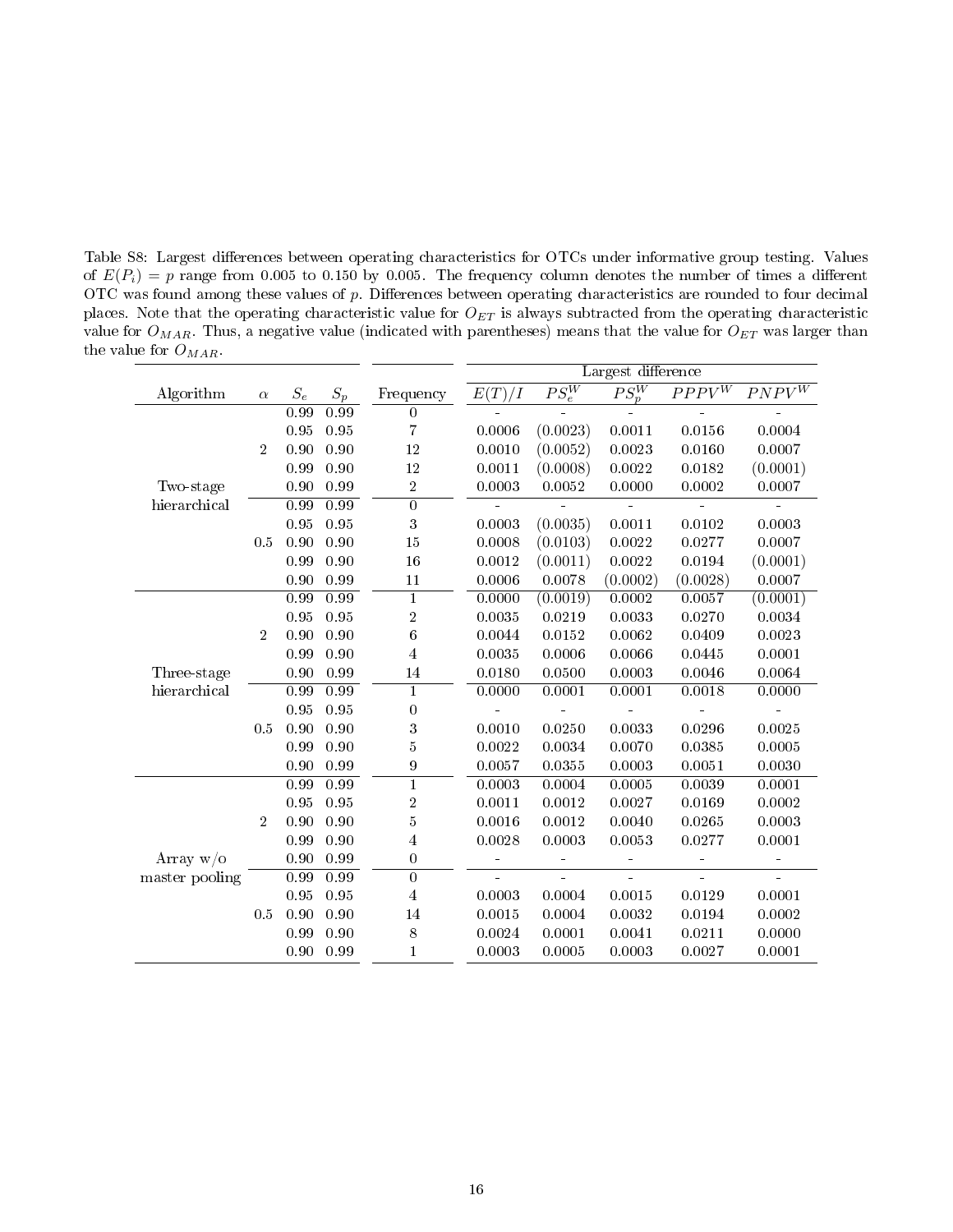Table S8: Largest differences between operating characteristics for OTCs under informative group testing. Values of $E(P_i) = p$ range from 0.005 to 0.150 by 0.005. The frequency column denotes the number of times a different OTC was found among these values of $p$. Differences between operating characteristics are rounded to four decimal places. Note that the operating characteristic value for $O_{ET}$ is always subtracted from the operating characteristic value for $O_{MAR}$. Thus, a negative value (indicated with parentheses) means that the value for $O_{ET}$ was larger than the value for $O_{MAR}$.

| | | | | | Largest difference | | | | |
|---|---|---|---|---|---|---|---|---|---|
| Algorithm | $\alpha$ | $S_e$ | $S_p$ | Frequency | $E(T)/I$ | $PS_e^W$ | $PS_p^W$ | $PPPV^W$ | $PNPV^W$ |
| Two-stage hierarchical | 2 | 0.99 | 0.99 | 0 | - | - | - | - | - |
| | | 0.95 | 0.95 | 7 | 0.0006 | (0.0023) | 0.0011 | 0.0156 | 0.0004 |
| | | 0.90 | 0.90 | 12 | 0.0010 | (0.0052) | 0.0023 | 0.0160 | 0.0007 |
| | | 0.99 | 0.90 | 12 | 0.0011 | (0.0008) | 0.0022 | 0.0182 | (0.0001) |
| | | 0.90 | 0.99 | 2 | 0.0003 | 0.0052 | 0.0000 | 0.0002 | 0.0007 |
| | 0.5 | 0.99 | 0.99 | 0 | - | - | - | - | - |
| | | 0.95 | 0.95 | 3 | 0.0003 | (0.0035) | 0.0011 | 0.0102 | 0.0003 |
| | | 0.90 | 0.90 | 15 | 0.0008 | (0.0103) | 0.0022 | 0.0277 | 0.0007 |
| | | 0.99 | 0.90 | 16 | 0.0012 | (0.0011) | 0.0022 | 0.0194 | (0.0001) |
| | | 0.90 | 0.99 | 11 | 0.0006 | 0.0078 | (0.0002) | (0.0028) | 0.0007 |
| Three-stage hierarchical | 2 | 0.99 | 0.99 | 1 | 0.0000 | (0.0019) | 0.0002 | 0.0057 | (0.0001) |
| | | 0.95 | 0.95 | 2 | 0.0035 | 0.0219 | 0.0033 | 0.0270 | 0.0034 |
| | | 0.90 | 0.90 | 6 | 0.0044 | 0.0152 | 0.0062 | 0.0409 | 0.0023 |
| | | 0.99 | 0.90 | 4 | 0.0035 | 0.0006 | 0.0066 | 0.0445 | 0.0001 |
| | | 0.90 | 0.99 | 14 | 0.0180 | 0.0500 | 0.0003 | 0.0046 | 0.0064 |
| | 0.5 | 0.99 | 0.99 | 1 | 0.0000 | 0.0001 | 0.0001 | 0.0018 | 0.0000 |
| | | 0.95 | 0.95 | 0 | - | - | - | - | - |
| | | 0.90 | 0.90 | 3 | 0.0010 | 0.0250 | 0.0033 | 0.0296 | 0.0025 |
| | | 0.99 | 0.90 | 5 | 0.0022 | 0.0034 | 0.0070 | 0.0385 | 0.0005 |
| | | 0.90 | 0.99 | 9 | 0.0057 | 0.0355 | 0.0003 | 0.0051 | 0.0030 |
| Array w/o master pooling | 2 | 0.99 | 0.99 | 1 | 0.0003 | 0.0004 | 0.0005 | 0.0039 | 0.0001 |
| | | 0.95 | 0.95 | 2 | 0.0011 | 0.0012 | 0.0027 | 0.0169 | 0.0002 |
| | | 0.90 | 0.90 | 5 | 0.0016 | 0.0012 | 0.0040 | 0.0265 | 0.0003 |
| | | 0.99 | 0.90 | 4 | 0.0028 | 0.0003 | 0.0053 | 0.0277 | 0.0001 |
| | | 0.90 | 0.99 | 0 | - | - | - | - | - |
| | 0.5 | 0.99 | 0.99 | 0 | - | - | - | - | - |
| | | 0.95 | 0.95 | 4 | 0.0003 | 0.0004 | 0.0015 | 0.0129 | 0.0001 |
| | | 0.90 | 0.90 | 14 | 0.0015 | 0.0004 | 0.0032 | 0.0194 | 0.0002 |
| | | 0.99 | 0.90 | 8 | 0.0024 | 0.0001 | 0.0041 | 0.0211 | 0.0000 |
| | | 0.90 | 0.99 | 1 | 0.0003 | 0.0005 | 0.0003 | 0.0027 | 0.0001 |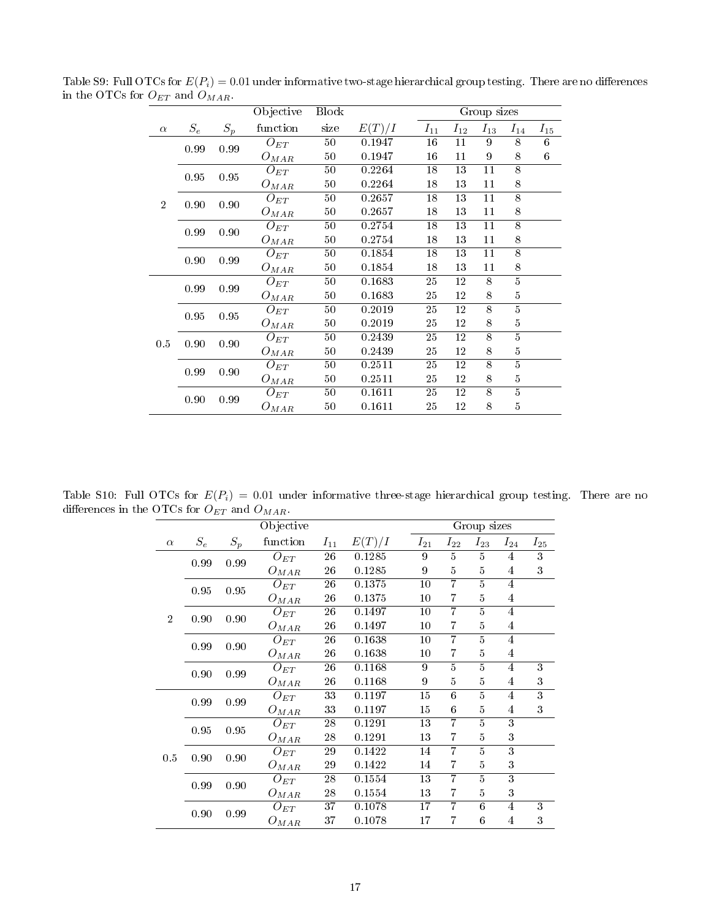Table S9: Full OTCs for $E(P_i) = 0.01$ under informative two-stage hierarchical group testing. There are no differences in the OTCs for $O_{ET}$ and $O_{MAR}$.

| $\alpha$ | $S_e$ | $S_p$ | Objective function | Block size | $E(T)/I$ | Group sizes | | | | |
|---|---|---|---|---|---|---|---|---|---|---|
| | | | | | | $I_{11}$ | $I_{12}$ | $I_{13}$ | $I_{14}$ | $I_{15}$ |
| 2 | 0.99 | 0.99 | $O_{ET}$ | 50 | 0.1947 | 16 | 11 | 9 | 8 | 6 |
| | | | $O_{MAR}$ | 50 | 0.1947 | 16 | 11 | 9 | 8 | 6 |
| | 0.95 | 0.95 | $O_{ET}$ | 50 | 0.2264 | 18 | 13 | 11 | 8 | |
| | | | $O_{MAR}$ | 50 | 0.2264 | 18 | 13 | 11 | 8 | |
| | 0.90 | 0.90 | $O_{ET}$ | 50 | 0.2657 | 18 | 13 | 11 | 8 | |
| | | | $O_{MAR}$ | 50 | 0.2657 | 18 | 13 | 11 | 8 | |
| | 0.99 | 0.90 | $O_{ET}$ | 50 | 0.2754 | 18 | 13 | 11 | 8 | |
| | | | $O_{MAR}$ | 50 | 0.2754 | 18 | 13 | 11 | 8 | |
| | 0.90 | 0.99 | $O_{ET}$ | 50 | 0.1854 | 18 | 13 | 11 | 8 | |
| | | | $O_{MAR}$ | 50 | 0.1854 | 18 | 13 | 11 | 8 | |
| 0.5 | 0.99 | 0.99 | $O_{ET}$ | 50 | 0.1683 | 25 | 12 | 8 | 5 | |
| | | | $O_{MAR}$ | 50 | 0.1683 | 25 | 12 | 8 | 5 | |
| | 0.95 | 0.95 | $O_{ET}$ | 50 | 0.2019 | 25 | 12 | 8 | 5 | |
| | | | $O_{MAR}$ | 50 | 0.2019 | 25 | 12 | 8 | 5 | |
| | 0.90 | 0.90 | $O_{ET}$ | 50 | 0.2439 | 25 | 12 | 8 | 5 | |
| | | | $O_{MAR}$ | 50 | 0.2439 | 25 | 12 | 8 | 5 | |
| | 0.99 | 0.90 | $O_{ET}$ | 50 | 0.2511 | 25 | 12 | 8 | 5 | |
| | | | $O_{MAR}$ | 50 | 0.2511 | 25 | 12 | 8 | 5 | |
| | 0.90 | 0.99 | $O_{ET}$ | 50 | 0.1611 | 25 | 12 | 8 | 5 | |
| | | | $O_{MAR}$ | 50 | 0.1611 | 25 | 12 | 8 | 5 | |

Table S10: Full OTCs for $E(P_i) = 0.01$ under informative three-stage hierarchical group testing. There are no differences in the OTCs for $O_{ET}$ and $O_{MAR}$.

| $\alpha$ | $S_e$ | $S_p$ | Objective function | $I_{11}$ | $E(T)/I$ | Group sizes | | | | |
|---|---|---|---|---|---|---|---|---|---|---|
| | | | | | | $I_{21}$ | $I_{22}$ | $I_{23}$ | $I_{24}$ | $I_{25}$ |
| 2 | 0.99 | 0.99 | $O_{ET}$ | 26 | 0.1285 | 9 | 5 | 5 | 4 | 3 |
| | | | $O_{MAR}$ | 26 | 0.1285 | 9 | 5 | 5 | 4 | 3 |
| | 0.95 | 0.95 | $O_{ET}$ | 26 | 0.1375 | 10 | 7 | 5 | 4 | |
| | | | $O_{MAR}$ | 26 | 0.1375 | 10 | 7 | 5 | 4 | |
| | 0.90 | 0.90 | $O_{ET}$ | 26 | 0.1497 | 10 | 7 | 5 | 4 | |
| | | | $O_{MAR}$ | 26 | 0.1497 | 10 | 7 | 5 | 4 | |
| | 0.99 | 0.90 | $O_{ET}$ | 26 | 0.1638 | 10 | 7 | 5 | 4 | |
| | | | $O_{MAR}$ | 26 | 0.1638 | 10 | 7 | 5 | 4 | |
| | 0.90 | 0.99 | $O_{ET}$ | 26 | 0.1168 | 9 | 5 | 5 | 4 | 3 |
| | | | $O_{MAR}$ | 26 | 0.1168 | 9 | 5 | 5 | 4 | 3 |
| 0.5 | 0.99 | 0.99 | $O_{ET}$ | 33 | 0.1197 | 15 | 6 | 5 | 4 | 3 |
| | | | $O_{MAR}$ | 33 | 0.1197 | 15 | 6 | 5 | 4 | 3 |
| | 0.95 | 0.95 | $O_{ET}$ | 28 | 0.1291 | 13 | 7 | 5 | 3 | |
| | | | $O_{MAR}$ | 28 | 0.1291 | 13 | 7 | 5 | 3 | |
| | 0.90 | 0.90 | $O_{ET}$ | 29 | 0.1422 | 14 | 7 | 5 | 3 | |
| | | | $O_{MAR}$ | 29 | 0.1422 | 14 | 7 | 5 | 3 | |
| | 0.99 | 0.90 | $O_{ET}$ | 28 | 0.1554 | 13 | 7 | 5 | 3 | |
| | | | $O_{MAR}$ | 28 | 0.1554 | 13 | 7 | 5 | 3 | |
| | 0.90 | 0.99 | $O_{ET}$ | 37 | 0.1078 | 17 | 7 | 6 | 4 | 3 |
| | | | $O_{MAR}$ | 37 | 0.1078 | 17 | 7 | 6 | 4 | 3 |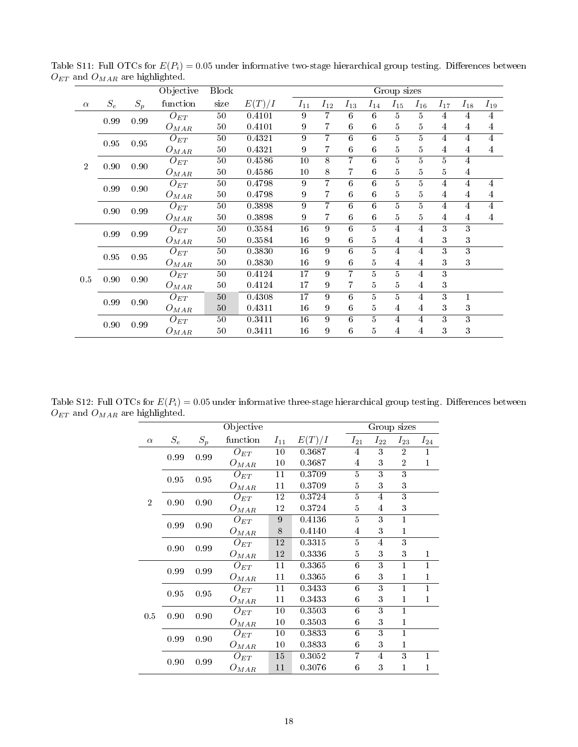Table S11: Full OTCs for $E(P_i) = 0.05$ under informative two-stage hierarchical group testing. Differences between $O_{ET}$ and $O_{MAR}$ are highlighted.

| | | | Objective | Block | | Group sizes | | | | | | | | |
|---|---|---|---|---|---|---|---|---|---|---|---|---|---|---|
| $\alpha$ | $S_e$ | $S_p$ | function | size | $E(T)/I$ | $I_{11}$ | $I_{12}$ | $I_{13}$ | $I_{14}$ | $I_{15}$ | $I_{16}$ | $I_{17}$ | $I_{18}$ | $I_{19}$ |
| 2 | 0.99 | 0.99 | $O_{ET}$ | 50 | 0.4101 | 9 | 7 | 6 | 6 | 5 | 5 | 4 | 4 | 4 |
| | | | $O_{MAR}$ | 50 | 0.4101 | 9 | 7 | 6 | 6 | 5 | 5 | 4 | 4 | 4 |
| | 0.95 | 0.95 | $O_{ET}$ | 50 | 0.4321 | 9 | 7 | 6 | 6 | 5 | 5 | 4 | 4 | 4 |
| | | | $O_{MAR}$ | 50 | 0.4321 | 9 | 7 | 6 | 6 | 5 | 5 | 4 | 4 | 4 |
| | 0.90 | 0.90 | $O_{ET}$ | 50 | 0.4586 | 10 | 8 | 7 | 6 | 5 | 5 | 5 | 4 | |
| | | | $O_{MAR}$ | 50 | 0.4586 | 10 | 8 | 7 | 6 | 5 | 5 | 5 | 4 | |
| | 0.99 | 0.90 | $O_{ET}$ | 50 | 0.4798 | 9 | 7 | 6 | 6 | 5 | 5 | 4 | 4 | 4 |
| | | | $O_{MAR}$ | 50 | 0.4798 | 9 | 7 | 6 | 6 | 5 | 5 | 4 | 4 | 4 |
| | 0.90 | 0.99 | $O_{ET}$ | 50 | 0.3898 | 9 | 7 | 6 | 6 | 5 | 5 | 4 | 4 | 4 |
| | | | $O_{MAR}$ | 50 | 0.3898 | 9 | 7 | 6 | 6 | 5 | 5 | 4 | 4 | 4 |
| 0.5 | 0.99 | 0.99 | $O_{ET}$ | 50 | 0.3584 | 16 | 9 | 6 | 5 | 4 | 4 | 3 | 3 | |
| | | | $O_{MAR}$ | 50 | 0.3584 | 16 | 9 | 6 | 5 | 4 | 4 | 3 | 3 | |
| | 0.95 | 0.95 | $O_{ET}$ | 50 | 0.3830 | 16 | 9 | 6 | 5 | 4 | 4 | 3 | 3 | |
| | | | $O_{MAR}$ | 50 | 0.3830 | 16 | 9 | 6 | 5 | 4 | 4 | 3 | 3 | |
| | 0.90 | 0.90 | $O_{ET}$ | 50 | 0.4124 | 17 | 9 | 7 | 5 | 5 | 4 | 3 | | |
| | | | $O_{MAR}$ | 50 | 0.4124 | 17 | 9 | 7 | 5 | 5 | 4 | 3 | | |
| | 0.99 | 0.90 | $O_{ET}$ | 50 | 0.4308 | 17 | 9 | 6 | 5 | 5 | 4 | 3 | 1 | |
| | | | $O_{MAR}$ | 50 | 0.4311 | 16 | 9 | 6 | 5 | 4 | 4 | 3 | 3 | |
| | 0.90 | 0.99 | $O_{ET}$ | 50 | 0.3411 | 16 | 9 | 6 | 5 | 4 | 4 | 3 | 3 | |
| | | | $O_{MAR}$ | 50 | 0.3411 | 16 | 9 | 6 | 5 | 4 | 4 | 3 | 3 | |

Table S12: Full OTCs for $E(P_i) = 0.05$ under informative three-stage hierarchical group testing. Differences between $O_{ET}$ and $O_{MAR}$ are highlighted.

| | | | Objective | | | Group sizes | | | |
|---|---|---|---|---|---|---|---|---|---|
| $\alpha$ | $S_e$ | $S_p$ | function | $I_{11}$ | $E(T)/I$ | $I_{21}$ | $I_{22}$ | $I_{23}$ | $I_{24}$ |
| 2 | 0.99 | 0.99 | $O_{ET}$ | 10 | 0.3687 | 4 | 3 | 2 | 1 |
| | | | $O_{MAR}$ | 10 | 0.3687 | 4 | 3 | 2 | 1 |
| | 0.95 | 0.95 | $O_{ET}$ | 11 | 0.3709 | 5 | 3 | 3 | |
| | | | $O_{MAR}$ | 11 | 0.3709 | 5 | 3 | 3 | |
| | 0.90 | 0.90 | $O_{ET}$ | 12 | 0.3724 | 5 | 4 | 3 | |
| | | | $O_{MAR}$ | 12 | 0.3724 | 5 | 4 | 3 | |
| | 0.99 | 0.90 | $O_{ET}$ | 9 | 0.4136 | 5 | 3 | 1 | |
| | | | $O_{MAR}$ | 8 | 0.4140 | 4 | 3 | 1 | |
| | 0.90 | 0.99 | $O_{ET}$ | 12 | 0.3315 | 5 | 4 | 3 | |
| | | | $O_{MAR}$ | 12 | 0.3336 | 5 | 3 | 3 | 1 |
| 0.5 | 0.99 | 0.99 | $O_{ET}$ | 11 | 0.3365 | 6 | 3 | 1 | 1 |
| | | | $O_{MAR}$ | 11 | 0.3365 | 6 | 3 | 1 | 1 |
| | 0.95 | 0.95 | $O_{ET}$ | 11 | 0.3433 | 6 | 3 | 1 | 1 |
| | | | $O_{MAR}$ | 11 | 0.3433 | 6 | 3 | 1 | 1 |
| | 0.90 | 0.90 | $O_{ET}$ | 10 | 0.3503 | 6 | 3 | 1 | |
| | | | $O_{MAR}$ | 10 | 0.3503 | 6 | 3 | 1 | |
| | 0.99 | 0.90 | $O_{ET}$ | 10 | 0.3833 | 6 | 3 | 1 | |
| | | | $O_{MAR}$ | 10 | 0.3833 | 6 | 3 | 1 | |
| | 0.90 | 0.99 | $O_{ET}$ | 15 | 0.3052 | 7 | 4 | 3 | 1 |
| | | | $O_{MAR}$ | 11 | 0.3076 | 6 | 3 | 1 | 1 |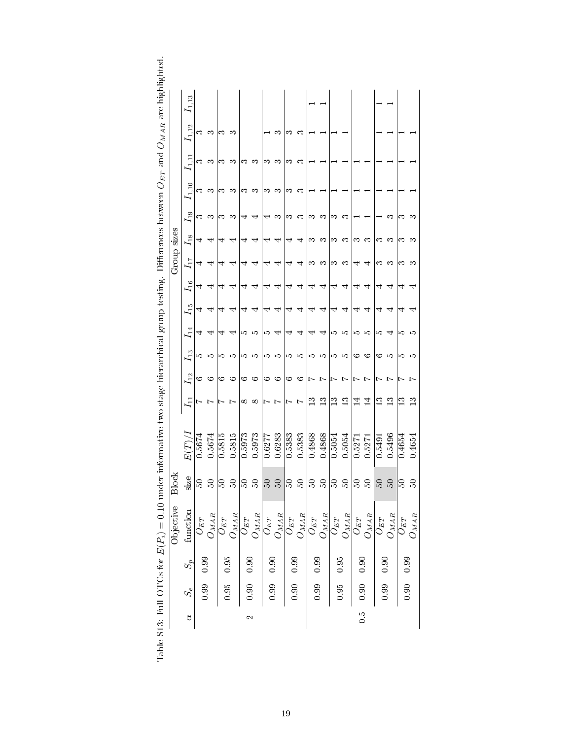Table S13: Full OTCs for $E(P_i) = 0.10$ under informative two-stage hierarchical group testing. Differences between $O_{ET}$ and $O_{MAR}$ are highlighted.

| $\alpha$ | $S_e$ | $S_p$ | Objective function | Block size | $E(T)/I$ | $I_{11}$ | $I_{12}$ | $I_{13}$ | $I_{14}$ | $I_{15}$ | $I_{16}$ | $I_{17}$ | $I_{18}$ | $I_{19}$ | $I_{1,10}$ | $I_{1,11}$ | $I_{1,12}$ | $I_{1,13}$ |
|---|---|---|---|---|---|---|---|---|---|---|---|---|---|---|---|---|---|---|
| 2 | 0.99 | 0.99 | $O_{ET}$ | 50 | 0.5674 | 7 | 6 | 5 | 4 | 4 | 4 | 4 | 4 | 3 | 3 | 3 | 3 | |
| | | | $O_{MAR}$ | 50 | 0.5674 | 7 | 6 | 5 | 4 | 4 | 4 | 4 | 4 | 3 | 3 | 3 | 3 | |
| | 0.95 | 0.95 | $O_{ET}$ | 50 | 0.5815 | 7 | 6 | 5 | 4 | 4 | 4 | 4 | 4 | 3 | 3 | 3 | 3 | |
| | | | $O_{MAR}$ | 50 | 0.5815 | 7 | 6 | 5 | 4 | 4 | 4 | 4 | 4 | 3 | 3 | 3 | 3 | |
| | 0.90 | 0.90 | $O_{ET}$ | 50 | 0.5973 | 8 | 6 | 5 | 5 | 4 | 4 | 4 | 4 | 4 | 3 | 3 | | |
| | | | $O_{MAR}$ | 50 | 0.5973 | 8 | 6 | 5 | 5 | 4 | 4 | 4 | 4 | 4 | 3 | 3 | | |
| | 0.99 | 0.90 | $O_{ET}$ | 50 | 0.6277 | 7 | 6 | 5 | 5 | 4 | 4 | 4 | 4 | 4 | 3 | 3 | 1 | |
| | | | $O_{MAR}$ | 50 | 0.6283 | 7 | 6 | 5 | 4 | 4 | 4 | 4 | 4 | 3 | 3 | 3 | 3 | |
| | 0.90 | 0.99 | $O_{ET}$ | 50 | 0.5383 | 7 | 6 | 5 | 4 | 4 | 4 | 4 | 4 | 3 | 3 | 3 | 3 | |
| | | | $O_{MAR}$ | 50 | 0.5383 | 7 | 6 | 5 | 4 | 4 | 4 | 4 | 4 | 3 | 3 | 3 | 3 | |
| 0.5 | 0.99 | 0.99 | $O_{ET}$ | 50 | 0.4868 | 13 | 7 | 5 | 4 | 4 | 4 | 3 | 3 | 3 | 1 | 1 | 1 | 1 |
| | | | $O_{MAR}$ | 50 | 0.4868 | 13 | 7 | 5 | 4 | 4 | 4 | 3 | 3 | 3 | 1 | 1 | 1 | 1 |
| | 0.95 | 0.95 | $O_{ET}$ | 50 | 0.5054 | 13 | 7 | 5 | 5 | 4 | 4 | 3 | 3 | 3 | 1 | 1 | 1 | |
| | | | $O_{MAR}$ | 50 | 0.5054 | 13 | 7 | 5 | 5 | 4 | 4 | 3 | 3 | 3 | 1 | 1 | 1 | |
| | 0.90 | 0.90 | $O_{ET}$ | 50 | 0.5271 | 14 | 7 | 6 | 5 | 4 | 4 | 4 | 3 | 1 | 1 | 1 | | |
| | | | $O_{MAR}$ | 50 | 0.5271 | 14 | 7 | 6 | 5 | 4 | 4 | 4 | 3 | 1 | 1 | 1 | | |
| | 0.99 | 0.90 | $O_{ET}$ | 50 | 0.5491 | 13 | 7 | 6 | 5 | 4 | 4 | 3 | 3 | 1 | 1 | 1 | 1 | 1 |
| | | | $O_{MAR}$ | 50 | 0.5496 | 13 | 7 | 5 | 4 | 4 | 4 | 3 | 3 | 3 | 1 | 1 | 1 | 1 |
| | 0.90 | 0.99 | $O_{ET}$ | 50 | 0.4654 | 13 | 7 | 5 | 5 | 4 | 4 | 3 | 3 | 3 | 1 | 1 | 1 | |
| | | | $O_{MAR}$ | 50 | 0.4654 | 13 | 7 | 5 | 5 | 4 | 4 | 3 | 3 | 3 | 1 | 1 | 1 | |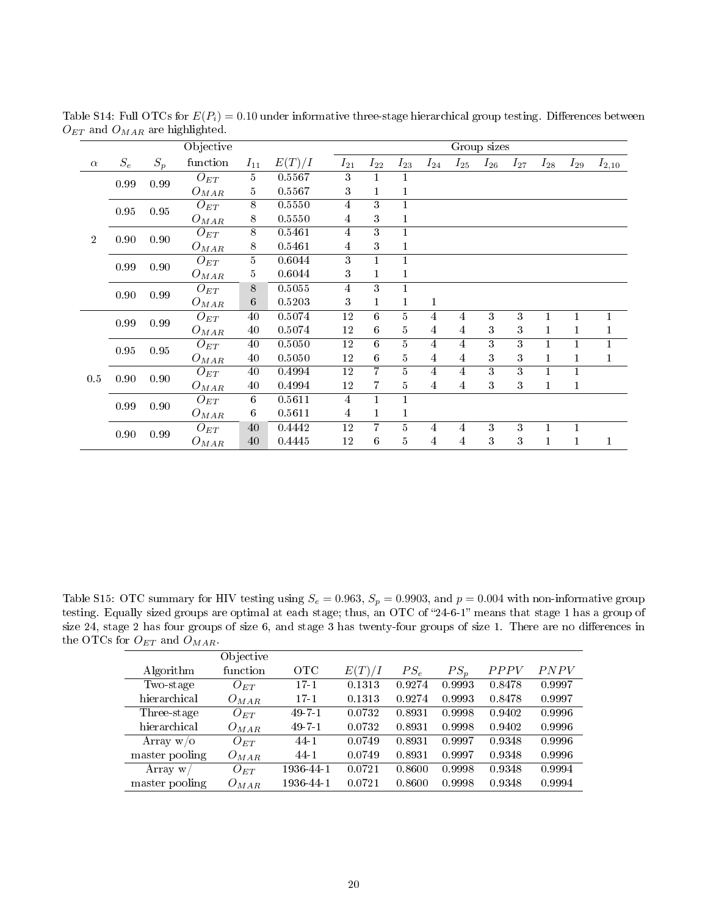Table S14: Full OTCs for $E(P_i) = 0.10$ under informative three-stage hierarchical group testing. Differences between $O_{ET}$ and $O_{MAR}$ are highlighted.

| $\alpha$ | $S_e$ | $S_p$ | Objective function | $I_{11}$ | $E(T)/I$ | $I_{21}$ | $I_{22}$ | $I_{23}$ | $I_{24}$ | $I_{25}$ | $I_{26}$ | $I_{27}$ | $I_{28}$ | $I_{29}$ | $I_{2,10}$ |
|---|---|---|---|---|---|---|---|---|---|---|---|---|---|---|---|
| 2 | 0.99 | 0.99 | $O_{ET}$ | 5 | 0.5567 | 3 | 1 | 1 | | | | | | | |
| | | | $O_{MAR}$ | 5 | 0.5567 | 3 | 1 | 1 | | | | | | | |
| | 0.95 | 0.95 | $O_{ET}$ | 8 | 0.5550 | 4 | 3 | 1 | | | | | | | |
| | | | $O_{MAR}$ | 8 | 0.5550 | 4 | 3 | 1 | | | | | | | |
| | 0.90 | 0.90 | $O_{ET}$ | 8 | 0.5461 | 4 | 3 | 1 | | | | | | | |
| | | | $O_{MAR}$ | 8 | 0.5461 | 4 | 3 | 1 | | | | | | | |
| | 0.99 | 0.90 | $O_{ET}$ | 5 | 0.6044 | 3 | 1 | 1 | | | | | | | |
| | | | $O_{MAR}$ | 5 | 0.6044 | 3 | 1 | 1 | | | | | | | |
| | 0.90 | 0.99 | $O_{ET}$ | 8 | 0.5055 | 4 | 3 | 1 | | | | | | | |
| | | | $O_{MAR}$ | 6 | 0.5203 | 3 | 1 | 1 | 1 | | | | | | |
| 0.5 | 0.99 | 0.99 | $O_{ET}$ | 40 | 0.5074 | 12 | 6 | 5 | 4 | 4 | 3 | 3 | 1 | 1 | 1 |
| | | | $O_{MAR}$ | 40 | 0.5074 | 12 | 6 | 5 | 4 | 4 | 3 | 3 | 1 | 1 | 1 |
| | 0.95 | 0.95 | $O_{ET}$ | 40 | 0.5050 | 12 | 6 | 5 | 4 | 4 | 3 | 3 | 1 | 1 | 1 |
| | | | $O_{MAR}$ | 40 | 0.5050 | 12 | 6 | 5 | 4 | 4 | 3 | 3 | 1 | 1 | 1 |
| | 0.90 | 0.90 | $O_{ET}$ | 40 | 0.4994 | 12 | 7 | 5 | 4 | 4 | 3 | 3 | 1 | 1 | |
| | | | $O_{MAR}$ | 40 | 0.4994 | 12 | 7 | 5 | 4 | 4 | 3 | 3 | 1 | 1 | |
| | 0.99 | 0.90 | $O_{ET}$ | 6 | 0.5611 | 4 | 1 | 1 | | | | | | | |
| | | | $O_{MAR}$ | 6 | 0.5611 | 4 | 1 | 1 | | | | | | | |
| | 0.90 | 0.99 | $O_{ET}$ | 40 | 0.4442 | 12 | 7 | 5 | 4 | 4 | 3 | 3 | 1 | 1 | |
| | | | $O_{MAR}$ | 40 | 0.4445 | 12 | 6 | 5 | 4 | 4 | 3 | 3 | 1 | 1 | 1 |

Table S15: OTC summary for HIV testing using $S_e = 0.963$, $S_p = 0.9903$, and $p = 0.004$ with non-informative group testing. Equally sized groups are optimal at each stage; thus, an OTC of "24-6-1" means that stage 1 has a group of size 24, stage 2 has four groups of size 6, and stage 3 has twenty-four groups of size 1. There are no differences in the OTCs for $O_{ET}$ and $O_{MAR}$.

| Algorithm | Objective function | OTC | $E(T)/I$ | $PS_e$ | $PS_p$ | $PPPV$ | $PNPV$ |
|---|---|---|---|---|---|---|---|
| Two-stage hierarchical | $O_{ET}$ | 17-1 | 0.1313 | 0.9274 | 0.9993 | 0.8478 | 0.9997 |
| | $O_{MAR}$ | 17-1 | 0.1313 | 0.9274 | 0.9993 | 0.8478 | 0.9997 |
| Three-stage hierarchical | $O_{ET}$ | 49-7-1 | 0.0732 | 0.8931 | 0.9998 | 0.9402 | 0.9996 |
| | $O_{MAR}$ | 49-7-1 | 0.0732 | 0.8931 | 0.9998 | 0.9402 | 0.9996 |
| Array w/o master pooling | $O_{ET}$ | 44-1 | 0.0749 | 0.8931 | 0.9997 | 0.9348 | 0.9996 |
| | $O_{MAR}$ | 44-1 | 0.0749 | 0.8931 | 0.9997 | 0.9348 | 0.9996 |
| Array w/ master pooling | $O_{ET}$ | 1936-44-1 | 0.0721 | 0.8600 | 0.9998 | 0.9348 | 0.9994 |
| | $O_{MAR}$ | 1936-44-1 | 0.0721 | 0.8600 | 0.9998 | 0.9348 | 0.9994 |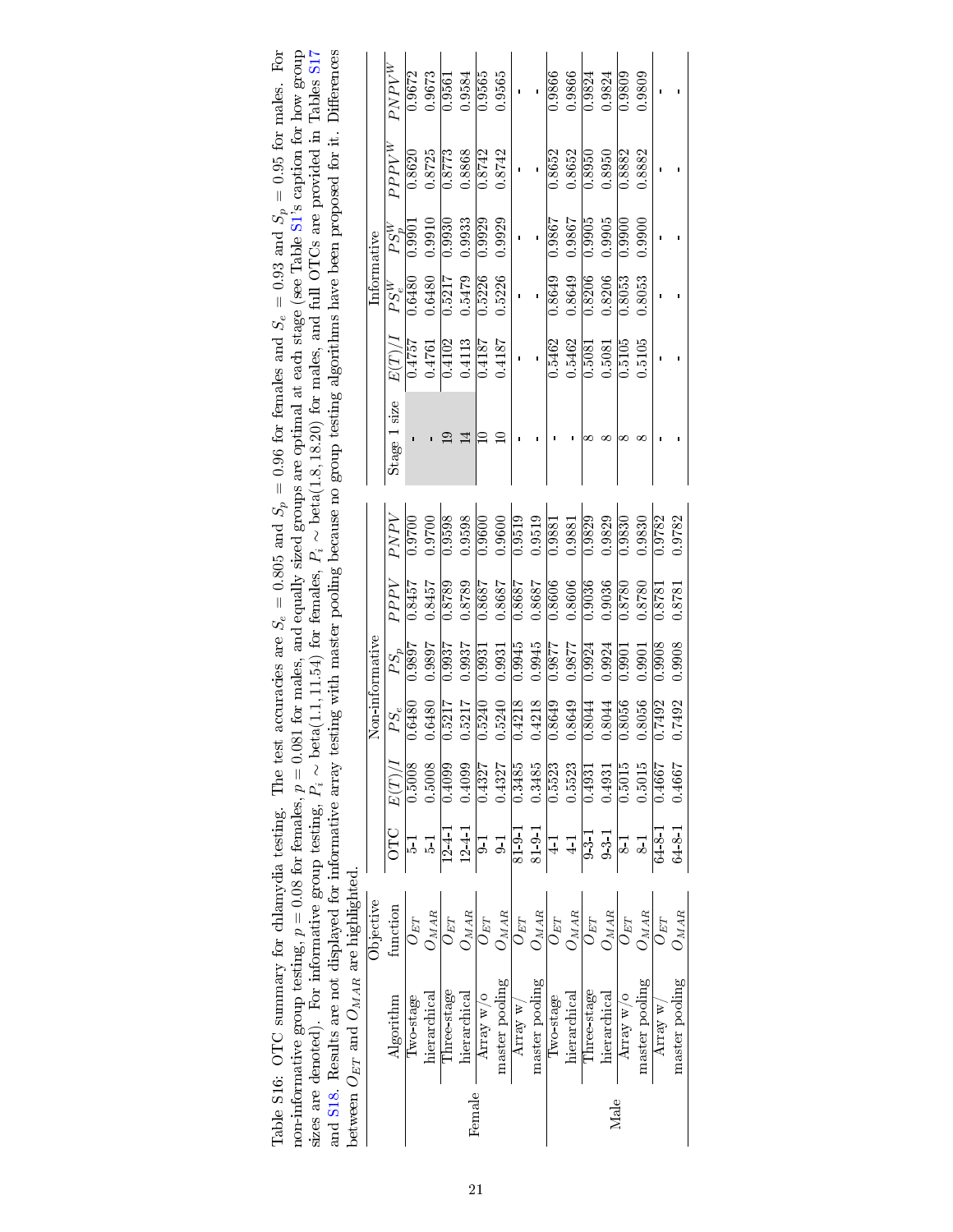Table S16: OTC summary for chlamydia testing. The test accuracies are $S_e = 0.805$ and $S_p = 0.96$ for females and $S_e = 0.93$ and $S_p = 0.95$ for males. For non-informative group testing, $p = 0.08$ for females, $p = 0.081$ for males, and equally sized groups are optimal at each stage (see Table S1's caption for how group sizes are denoted). For informative group testing, $P_i \sim$ beta(1.1, 11.54) for females, $P_i \sim$ beta(1.8, 18.20) for males, and full OTCs are provided in Tables S17 and S18. Results are not displayed for informative array testing with master pooling because no group testing algorithms have been proposed for it. Differences between $O_{ET}$ and $O_{MAR}$ are highlighted.

| | Algorithm | Objective function | Non-informative | | | | | | | Informative | | | | | |
|---|---|---|---|---|---|---|---|---|---|---|---|---|---|---|---|
| | | | OTC | $E(T)/I$ | $PS_e$ | $PS_p$ | $PPPV$ | $PNPV$ | Stage 1 size | $E(T)/I$ | $PS_e^W$ | $PS_p^W$ | $PPPV^W$ | $PNPV^W$ |
| Female | Two-stage hierarchical | $O_{ET}$ | 5-1 | 0.5008 | 0.6480 | 0.9897 | 0.8457 | 0.9700 | - | 0.4757 | 0.6480 | 0.9901 | 0.8620 | 0.9672 |
| | | $O_{MAR}$ | 5-1 | 0.5008 | 0.6480 | 0.9897 | 0.8457 | 0.9700 | - | 0.4761 | 0.6480 | 0.9910 | 0.8725 | 0.9673 |
| | Three-stage hierarchical | $O_{ET}$ | 12-4-1 | 0.4099 | 0.5217 | 0.9937 | 0.8789 | 0.9598 | 19 | 0.4102 | 0.5217 | 0.9930 | 0.8773 | 0.9561 |
| | | $O_{MAR}$ | 12-4-1 | 0.4099 | 0.5217 | 0.9937 | 0.8789 | 0.9598 | 14 | 0.4113 | 0.5479 | 0.9933 | 0.8868 | 0.9584 |
| | Array w/o master pooling | $O_{ET}$ | 9-1 | 0.4327 | 0.5240 | 0.9931 | 0.8687 | 0.9600 | 10 | 0.4187 | 0.5226 | 0.9929 | 0.8742 | 0.9565 |
| | | $O_{MAR}$ | 9-1 | 0.4327 | 0.5240 | 0.9931 | 0.8687 | 0.9600 | 10 | 0.4187 | 0.5226 | 0.9929 | 0.8742 | 0.9565 |
| | Array w/ master pooling | $O_{ET}$ | 81-9-1 | 0.3485 | 0.4218 | 0.9945 | 0.8687 | 0.9519 | - | - | - | - | - | - |
| | | $O_{MAR}$ | 81-9-1 | 0.3485 | 0.4218 | 0.9945 | 0.8687 | 0.9519 | - | - | - | - | - | - |
| Male | Two-stage hierarchical | $O_{ET}$ | 4-1 | 0.5523 | 0.8649 | 0.9877 | 0.8606 | 0.9881 | - | 0.5462 | 0.8649 | 0.9867 | 0.8652 | 0.9866 |
| | | $O_{MAR}$ | 4-1 | 0.5523 | 0.8649 | 0.9877 | 0.8606 | 0.9881 | - | 0.5462 | 0.8649 | 0.9867 | 0.8652 | 0.9866 |
| | Three-stage hierarchical | $O_{ET}$ | 9-3-1 | 0.4931 | 0.8044 | 0.9924 | 0.9036 | 0.9829 | 8 | 0.5081 | 0.8206 | 0.9905 | 0.8950 | 0.9824 |
| | | $O_{MAR}$ | 9-3-1 | 0.4931 | 0.8044 | 0.9924 | 0.9036 | 0.9829 | 8 | 0.5081 | 0.8206 | 0.9905 | 0.8950 | 0.9824 |
| | Array w/o master pooling | $O_{ET}$ | 8-1 | 0.5015 | 0.8056 | 0.9901 | 0.8780 | 0.9830 | 8 | 0.5105 | 0.8053 | 0.9900 | 0.8882 | 0.9809 |
| | | $O_{MAR}$ | 8-1 | 0.5015 | 0.8056 | 0.9901 | 0.8780 | 0.9830 | 8 | 0.5105 | 0.8053 | 0.9900 | 0.8882 | 0.9809 |
| | Array w/ master pooling | $O_{ET}$ | 64-8-1 | 0.4667 | 0.7492 | 0.9908 | 0.8781 | 0.9782 | - | - | - | - | - | - |
| | | $O_{MAR}$ | 64-8-1 | 0.4667 | 0.7492 | 0.9908 | 0.8781 | 0.9782 | - | - | - | - | - | - |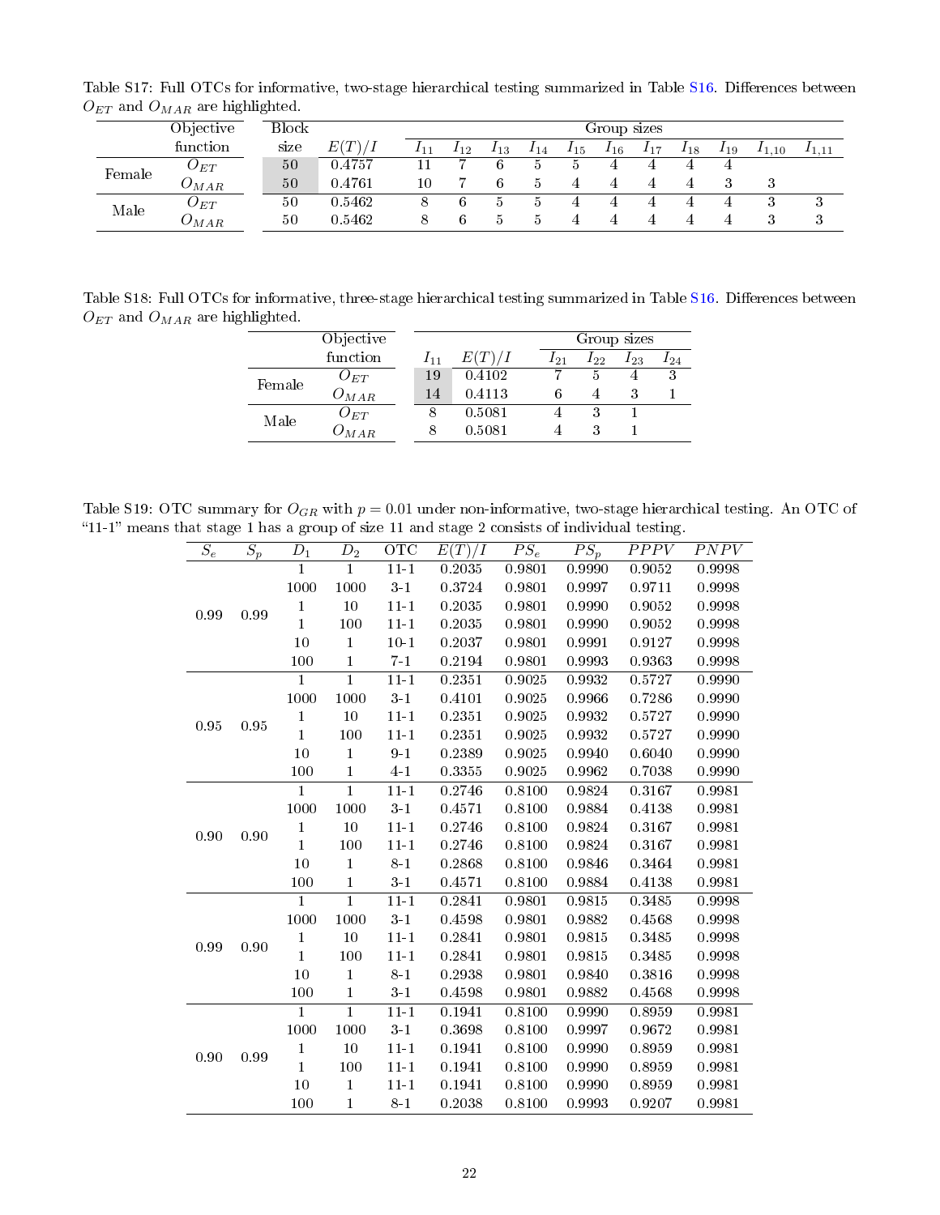Table S17: Full OTCs for informative, two-stage hierarchical testing summarized in Table S16. Differences between $O_{ET}$ and $O_{MAR}$ are highlighted.

| | Objective function | Block size | $E(T)/I$ | Group sizes | | | | | | | | | | |
|---|---|---|---|---|---|---|---|---|---|---|---|---|---|---|
| | | | | $I_{11}$ | $I_{12}$ | $I_{13}$ | $I_{14}$ | $I_{15}$ | $I_{16}$ | $I_{17}$ | $I_{18}$ | $I_{19}$ | $I_{1,10}$ | $I_{1,11}$ |
| Female | $O_{ET}$ | 50 | 0.4757 | 11 | 7 | 6 | 5 | 5 | 4 | 4 | 4 | 4 | | |
| | $O_{MAR}$ | 50 | 0.4761 | 10 | 7 | 6 | 5 | 4 | 4 | 4 | 4 | 3 | 3 | |
| Male | $O_{ET}$ | 50 | 0.5462 | 8 | 6 | 5 | 5 | 4 | 4 | 4 | 4 | 4 | 3 | 3 |
| | $O_{MAR}$ | 50 | 0.5462 | 8 | 6 | 5 | 5 | 4 | 4 | 4 | 4 | 4 | 3 | 3 |

Table S18: Full OTCs for informative, three-stage hierarchical testing summarized in Table S16. Differences between $O_{ET}$ and $O_{MAR}$ are highlighted.

| | Objective function | $I_{11}$ | $E(T)/I$ | Group sizes | | | |
|---|---|---|---|---|---|---|---|
| | | | | $I_{21}$ | $I_{22}$ | $I_{23}$ | $I_{24}$ |
| Female | $O_{ET}$ | 19 | 0.4102 | 7 | 5 | 4 | 3 |
| | $O_{MAR}$ | 14 | 0.4113 | 6 | 4 | 3 | 1 |
| Male | $O_{ET}$ | 8 | 0.5081 | 4 | 3 | 1 | |
| | $O_{MAR}$ | 8 | 0.5081 | 4 | 3 | 1 | |

Table S19: OTC summary for $O_{GR}$ with $p = 0.01$ under non-informative, two-stage hierarchical testing. An OTC of "11-1" means that stage 1 has a group of size 11 and stage 2 consists of individual testing.

| $S_e$ | $S_p$ | $D_1$ | $D_2$ | OTC | $E(T)/I$ | $PS_e$ | $PS_p$ | $PPPV$ | $PNPV$ |
|---|---|---|---|---|---|---|---|---|---|
| 0.99 | 0.99 | 1 | 1 | 11-1 | 0.2035 | 0.9801 | 0.9990 | 0.9052 | 0.9998 |
| | | 1000 | 1000 | 3-1 | 0.3724 | 0.9801 | 0.9997 | 0.9711 | 0.9998 |
| | | 1 | 10 | 11-1 | 0.2035 | 0.9801 | 0.9990 | 0.9052 | 0.9998 |
| | | 1 | 100 | 11-1 | 0.2035 | 0.9801 | 0.9990 | 0.9052 | 0.9998 |
| | | 10 | 1 | 10-1 | 0.2037 | 0.9801 | 0.9991 | 0.9127 | 0.9998 |
| | | 100 | 1 | 7-1 | 0.2194 | 0.9801 | 0.9993 | 0.9363 | 0.9998 |
| 0.95 | 0.95 | 1 | 1 | 11-1 | 0.2351 | 0.9025 | 0.9932 | 0.5727 | 0.9990 |
| | | 1000 | 1000 | 3-1 | 0.4101 | 0.9025 | 0.9966 | 0.7286 | 0.9990 |
| | | 1 | 10 | 11-1 | 0.2351 | 0.9025 | 0.9932 | 0.5727 | 0.9990 |
| | | 1 | 100 | 11-1 | 0.2351 | 0.9025 | 0.9932 | 0.5727 | 0.9990 |
| | | 10 | 1 | 9-1 | 0.2389 | 0.9025 | 0.9940 | 0.6040 | 0.9990 |
| | | 100 | 1 | 4-1 | 0.3355 | 0.9025 | 0.9962 | 0.7038 | 0.9990 |
| 0.90 | 0.90 | 1 | 1 | 11-1 | 0.2746 | 0.8100 | 0.9824 | 0.3167 | 0.9981 |
| | | 1000 | 1000 | 3-1 | 0.4571 | 0.8100 | 0.9884 | 0.4138 | 0.9981 |
| | | 1 | 10 | 11-1 | 0.2746 | 0.8100 | 0.9824 | 0.3167 | 0.9981 |
| | | 1 | 100 | 11-1 | 0.2746 | 0.8100 | 0.9824 | 0.3167 | 0.9981 |
| | | 10 | 1 | 8-1 | 0.2868 | 0.8100 | 0.9846 | 0.3464 | 0.9981 |
| | | 100 | 1 | 3-1 | 0.4571 | 0.8100 | 0.9884 | 0.4138 | 0.9981 |
| 0.99 | 0.90 | 1 | 1 | 11-1 | 0.2841 | 0.9801 | 0.9815 | 0.3485 | 0.9998 |
| | | 1000 | 1000 | 3-1 | 0.4598 | 0.9801 | 0.9882 | 0.4568 | 0.9998 |
| | | 1 | 10 | 11-1 | 0.2841 | 0.9801 | 0.9815 | 0.3485 | 0.9998 |
| | | 1 | 100 | 11-1 | 0.2841 | 0.9801 | 0.9815 | 0.3485 | 0.9998 |
| | | 10 | 1 | 8-1 | 0.2938 | 0.9801 | 0.9840 | 0.3816 | 0.9998 |
| | | 100 | 1 | 3-1 | 0.4598 | 0.9801 | 0.9882 | 0.4568 | 0.9998 |
| 0.90 | 0.99 | 1 | 1 | 11-1 | 0.1941 | 0.8100 | 0.9990 | 0.8959 | 0.9981 |
| | | 1000 | 1000 | 3-1 | 0.3698 | 0.8100 | 0.9997 | 0.9672 | 0.9981 |
| | | 1 | 10 | 11-1 | 0.1941 | 0.8100 | 0.9990 | 0.8959 | 0.9981 |
| | | 1 | 100 | 11-1 | 0.1941 | 0.8100 | 0.9990 | 0.8959 | 0.9981 |
| | | 10 | 1 | 11-1 | 0.1941 | 0.8100 | 0.9990 | 0.8959 | 0.9981 |
| | | 100 | 1 | 8-1 | 0.2038 | 0.8100 | 0.9993 | 0.9207 | 0.9981 |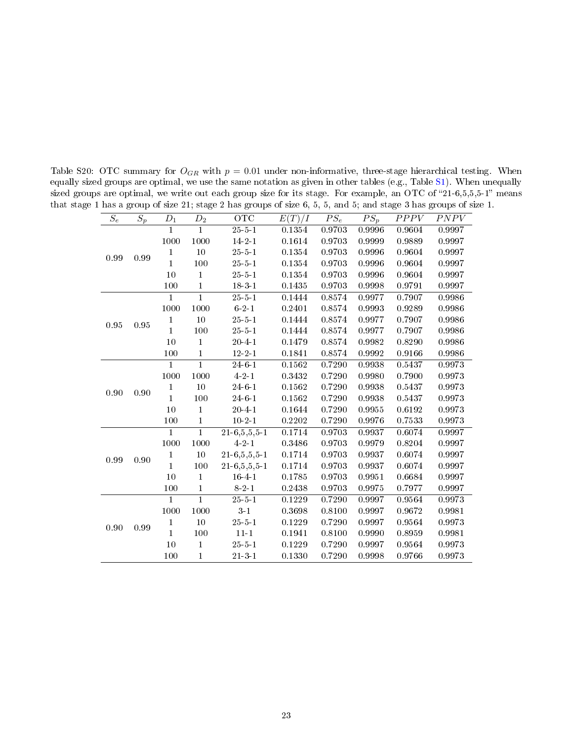Table S20: OTC summary for $O_{GR}$ with $p = 0.01$ under non-informative, three-stage hierarchical testing. When equally sized groups are optimal, we use the same notation as given in other tables (e.g., Table S1). When unequally sized groups are optimal, we write out each group size for its stage. For example, an OTC of "21-6,5,5,5-1" means that stage 1 has a group of size 21; stage 2 has groups of size 6, 5, 5, and 5; and stage 3 has groups of size 1.

| $S_e$ | $S_p$ | $D_1$ | $D_2$ | OTC | $E(T)/I$ | $PS_e$ | $PS_p$ | $PPPV$ | $PNPV$ |
|---|---|---|---|---|---|---|---|---|---|
| 0.99 | 0.99 | 1 | 1 | 25-5-1 | 0.1354 | 0.9703 | 0.9996 | 0.9604 | 0.9997 |
| | | 1000 | 1000 | 14-2-1 | 0.1614 | 0.9703 | 0.9999 | 0.9889 | 0.9997 |
| | | 1 | 10 | 25-5-1 | 0.1354 | 0.9703 | 0.9996 | 0.9604 | 0.9997 |
| | | 1 | 100 | 25-5-1 | 0.1354 | 0.9703 | 0.9996 | 0.9604 | 0.9997 |
| | | 10 | 1 | 25-5-1 | 0.1354 | 0.9703 | 0.9996 | 0.9604 | 0.9997 |
| | | 100 | 1 | 18-3-1 | 0.1435 | 0.9703 | 0.9998 | 0.9791 | 0.9997 |
| 0.95 | 0.95 | 1 | 1 | 25-5-1 | 0.1444 | 0.8574 | 0.9977 | 0.7907 | 0.9986 |
| | | 1000 | 1000 | 6-2-1 | 0.2401 | 0.8574 | 0.9993 | 0.9289 | 0.9986 |
| | | 1 | 10 | 25-5-1 | 0.1444 | 0.8574 | 0.9977 | 0.7907 | 0.9986 |
| | | 1 | 100 | 25-5-1 | 0.1444 | 0.8574 | 0.9977 | 0.7907 | 0.9986 |
| | | 10 | 1 | 20-4-1 | 0.1479 | 0.8574 | 0.9982 | 0.8290 | 0.9986 |
| | | 100 | 1 | 12-2-1 | 0.1841 | 0.8574 | 0.9992 | 0.9166 | 0.9986 |
| 0.90 | 0.90 | 1 | 1 | 24-6-1 | 0.1562 | 0.7290 | 0.9938 | 0.5437 | 0.9973 |
| | | 1000 | 1000 | 4-2-1 | 0.3432 | 0.7290 | 0.9980 | 0.7900 | 0.9973 |
| | | 1 | 10 | 24-6-1 | 0.1562 | 0.7290 | 0.9938 | 0.5437 | 0.9973 |
| | | 1 | 100 | 24-6-1 | 0.1562 | 0.7290 | 0.9938 | 0.5437 | 0.9973 |
| | | 10 | 1 | 20-4-1 | 0.1644 | 0.7290 | 0.9955 | 0.6192 | 0.9973 |
| | | 100 | 1 | 10-2-1 | 0.2202 | 0.7290 | 0.9976 | 0.7533 | 0.9973 |
| 0.99 | 0.90 | 1 | 1 | 21-6,5,5,5-1 | 0.1714 | 0.9703 | 0.9937 | 0.6074 | 0.9997 |
| | | 1000 | 1000 | 4-2-1 | 0.3486 | 0.9703 | 0.9979 | 0.8204 | 0.9997 |
| | | 1 | 10 | 21-6,5,5,5-1 | 0.1714 | 0.9703 | 0.9937 | 0.6074 | 0.9997 |
| | | 1 | 100 | 21-6,5,5,5-1 | 0.1714 | 0.9703 | 0.9937 | 0.6074 | 0.9997 |
| | | 10 | 1 | 16-4-1 | 0.1785 | 0.9703 | 0.9951 | 0.6684 | 0.9997 |
| | | 100 | 1 | 8-2-1 | 0.2438 | 0.9703 | 0.9975 | 0.7977 | 0.9997 |
| 0.90 | 0.99 | 1 | 1 | 25-5-1 | 0.1229 | 0.7290 | 0.9997 | 0.9564 | 0.9973 |
| | | 1000 | 1000 | 3-1 | 0.3698 | 0.8100 | 0.9997 | 0.9672 | 0.9981 |
| | | 1 | 10 | 25-5-1 | 0.1229 | 0.7290 | 0.9997 | 0.9564 | 0.9973 |
| | | 1 | 100 | 11-1 | 0.1941 | 0.8100 | 0.9990 | 0.8959 | 0.9981 |
| | | 10 | 1 | 25-5-1 | 0.1229 | 0.7290 | 0.9997 | 0.9564 | 0.9973 |
| | | 100 | 1 | 21-3-1 | 0.1330 | 0.7290 | 0.9998 | 0.9766 | 0.9973 |